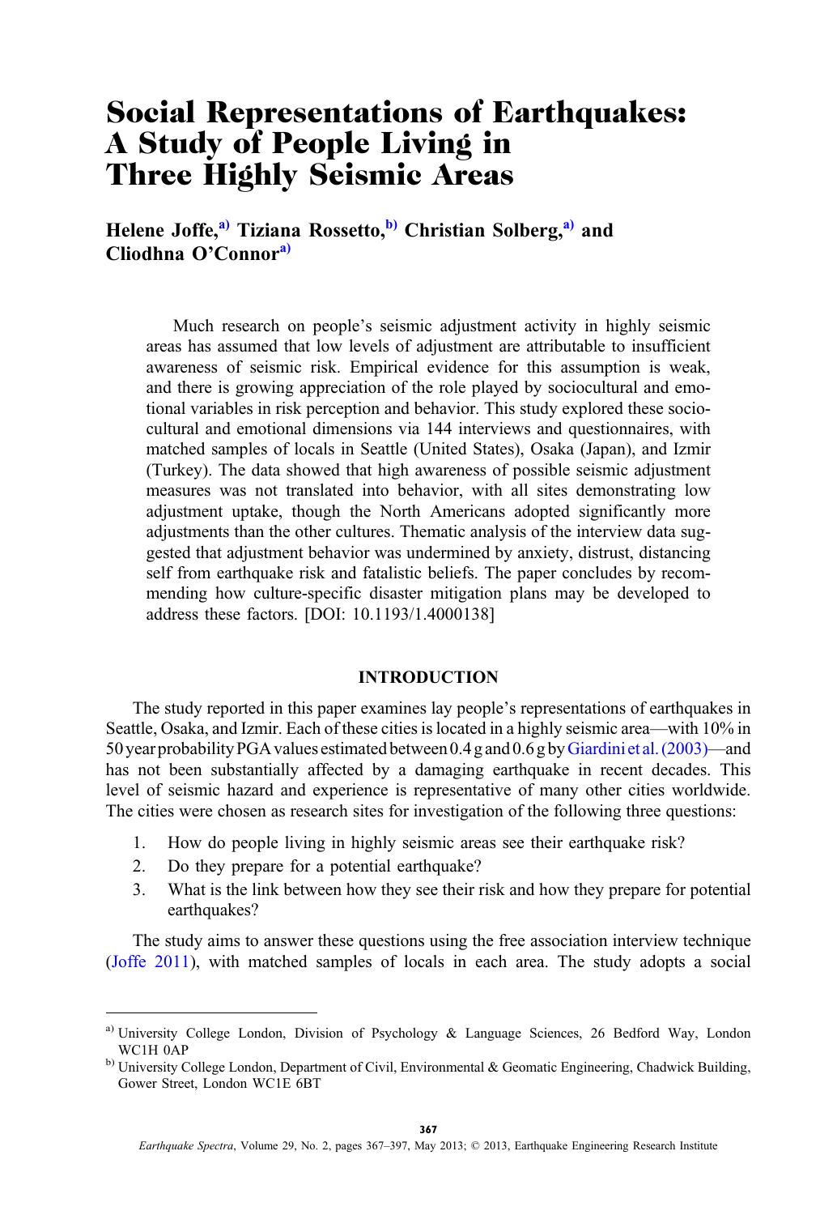# Social Representations of Earthquakes: A Study of People Living in Three Highly Seismic Areas

**Helene Joffe,[a] Tiziana Rossetto,[b] Christian Solberg,[a] and Cliodhna O'Connor[a]**

Much research on people's seismic adjustment activity in highly seismic areas has assumed that low levels of adjustment are attributable to insufficient awareness of seismic risk. Empirical evidence for this assumption is weak, and there is growing appreciation of the role played by sociocultural and emotional variables in risk perception and behavior. This study explored these sociocultural and emotional dimensions via 144 interviews and questionnaires, with matched samples of locals in Seattle (United States), Osaka (Japan), and Izmir (Turkey). The data showed that high awareness of possible seismic adjustment measures was not translated into behavior, with all sites demonstrating low adjustment uptake, though the North Americans adopted significantly more adjustments than the other cultures. Thematic analysis of the interview data suggested that adjustment behavior was undermined by anxiety, distrust, distancing self from earthquake risk and fatalistic beliefs. The paper concludes by recommending how culture-specific disaster mitigation plans may be developed to address these factors. [DOI: 10.1193/1.4000138]

## INTRODUCTION

The study reported in this paper examines lay people's representations of earthquakes in Seattle, Osaka, and Izmir. Each of these cities is located in a highly seismic area—with 10% in 50 year probability PGA values estimated between 0.4 g and 0.6 g by Giardini et al. (2003)—and has not been substantially affected by a damaging earthquake in recent decades. This level of seismic hazard and experience is representative of many other cities worldwide. The cities were chosen as research sites for investigation of the following three questions:

1. How do people living in highly seismic areas see their earthquake risk?
2. Do they prepare for a potential earthquake?
3. What is the link between how they see their risk and how they prepare for potential earthquakes?

The study aims to answer these questions using the free association interview technique (Joffe 2011), with matched samples of locals in each area. The study adopts a social

---

[a] University College London, Division of Psychology & Language Sciences, 26 Bedford Way, London WC1H 0AP

[b] University College London, Department of Civil, Environmental & Geomatic Engineering, Chadwick Building, Gower Street, London WC1E 6BT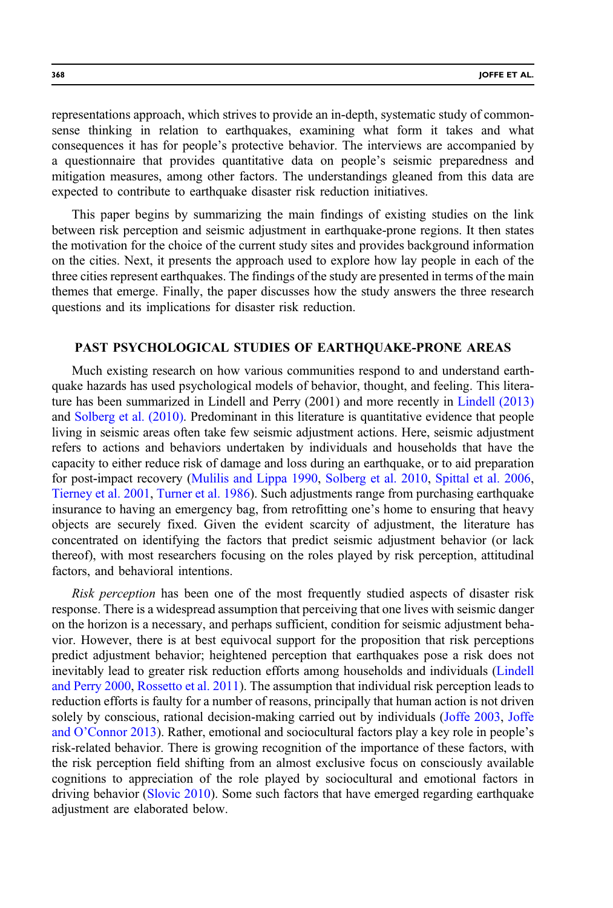representations approach, which strives to provide an in-depth, systematic study of common-sense thinking in relation to earthquakes, examining what form it takes and what consequences it has for people's protective behavior. The interviews are accompanied by a questionnaire that provides quantitative data on people's seismic preparedness and mitigation measures, among other factors. The understandings gleaned from this data are expected to contribute to earthquake disaster risk reduction initiatives.

This paper begins by summarizing the main findings of existing studies on the link between risk perception and seismic adjustment in earthquake-prone regions. It then states the motivation for the choice of the current study sites and provides background information on the cities. Next, it presents the approach used to explore how lay people in each of the three cities represent earthquakes. The findings of the study are presented in terms of the main themes that emerge. Finally, the paper discusses how the study answers the three research questions and its implications for disaster risk reduction.

## PAST PSYCHOLOGICAL STUDIES OF EARTHQUAKE-PRONE AREAS

Much existing research on how various communities respond to and understand earthquake hazards has used psychological models of behavior, thought, and feeling. This literature has been summarized in Lindell and Perry (2001) and more recently in Lindell (2013) and Solberg et al. (2010). Predominant in this literature is quantitative evidence that people living in seismic areas often take few seismic adjustment actions. Here, seismic adjustment refers to actions and behaviors undertaken by individuals and households that have the capacity to either reduce risk of damage and loss during an earthquake, or to aid preparation for post-impact recovery (Mulilis and Lippa 1990, Solberg et al. 2010, Spittal et al. 2006, Tierney et al. 2001, Turner et al. 1986). Such adjustments range from purchasing earthquake insurance to having an emergency bag, from retrofitting one's home to ensuring that heavy objects are securely fixed. Given the evident scarcity of adjustment, the literature has concentrated on identifying the factors that predict seismic adjustment behavior (or lack thereof), with most researchers focusing on the roles played by risk perception, attitudinal factors, and behavioral intentions.

*Risk perception* has been one of the most frequently studied aspects of disaster risk response. There is a widespread assumption that perceiving that one lives with seismic danger on the horizon is a necessary, and perhaps sufficient, condition for seismic adjustment behavior. However, there is at best equivocal support for the proposition that risk perceptions predict adjustment behavior; heightened perception that earthquakes pose a risk does not inevitably lead to greater risk reduction efforts among households and individuals (Lindell and Perry 2000, Rossetto et al. 2011). The assumption that individual risk perception leads to reduction efforts is faulty for a number of reasons, principally that human action is not driven solely by conscious, rational decision-making carried out by individuals (Joffe 2003, Joffe and O'Connor 2013). Rather, emotional and sociocultural factors play a key role in people's risk-related behavior. There is growing recognition of the importance of these factors, with the risk perception field shifting from an almost exclusive focus on consciously available cognitions to appreciation of the role played by sociocultural and emotional factors in driving behavior (Slovic 2010). Some such factors that have emerged regarding earthquake adjustment are elaborated below.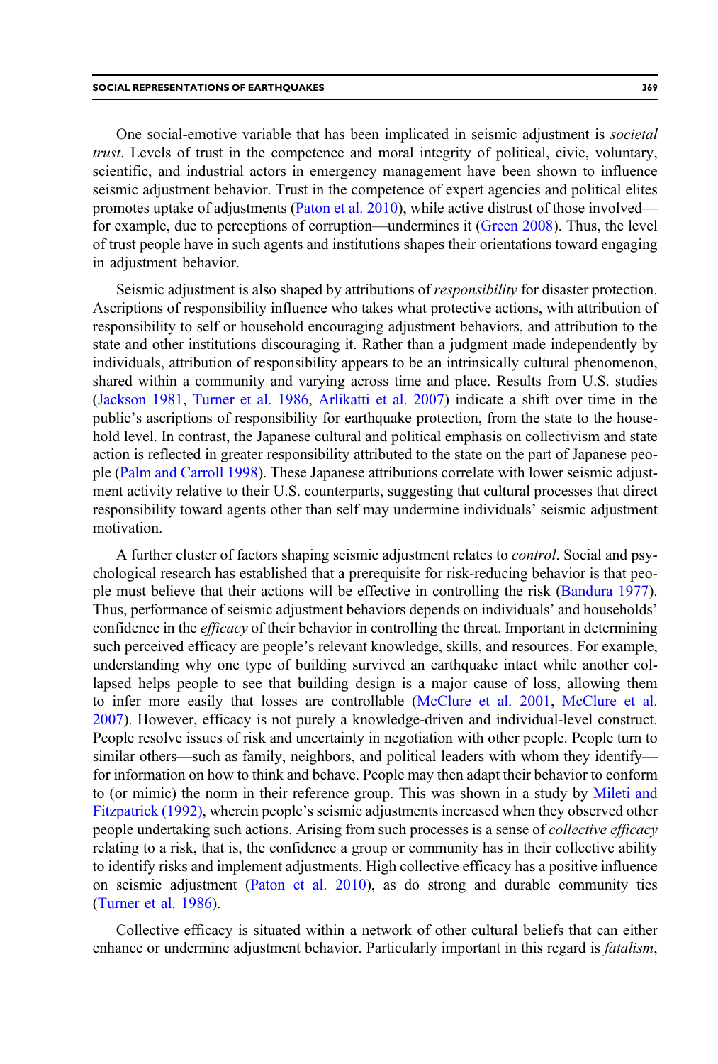One social-emotive variable that has been implicated in seismic adjustment is *societal trust*. Levels of trust in the competence and moral integrity of political, civic, voluntary, scientific, and industrial actors in emergency management have been shown to influence seismic adjustment behavior. Trust in the competence of expert agencies and political elites promotes uptake of adjustments (Paton et al. 2010), while active distrust of those involved—for example, due to perceptions of corruption—undermines it (Green 2008). Thus, the level of trust people have in such agents and institutions shapes their orientations toward engaging in adjustment behavior.

Seismic adjustment is also shaped by attributions of *responsibility* for disaster protection. Ascriptions of responsibility influence who takes what protective actions, with attribution of responsibility to self or household encouraging adjustment behaviors, and attribution to the state and other institutions discouraging it. Rather than a judgment made independently by individuals, attribution of responsibility appears to be an intrinsically cultural phenomenon, shared within a community and varying across time and place. Results from U.S. studies (Jackson 1981, Turner et al. 1986, Arlikatti et al. 2007) indicate a shift over time in the public's ascriptions of responsibility for earthquake protection, from the state to the household level. In contrast, the Japanese cultural and political emphasis on collectivism and state action is reflected in greater responsibility attributed to the state on the part of Japanese people (Palm and Carroll 1998). These Japanese attributions correlate with lower seismic adjustment activity relative to their U.S. counterparts, suggesting that cultural processes that direct responsibility toward agents other than self may undermine individuals' seismic adjustment motivation.

A further cluster of factors shaping seismic adjustment relates to *control*. Social and psychological research has established that a prerequisite for risk-reducing behavior is that people must believe that their actions will be effective in controlling the risk (Bandura 1977). Thus, performance of seismic adjustment behaviors depends on individuals' and households' confidence in the *efficacy* of their behavior in controlling the threat. Important in determining such perceived efficacy are people's relevant knowledge, skills, and resources. For example, understanding why one type of building survived an earthquake intact while another collapsed helps people to see that building design is a major cause of loss, allowing them to infer more easily that losses are controllable (McClure et al. 2001, McClure et al. 2007). However, efficacy is not purely a knowledge-driven and individual-level construct. People resolve issues of risk and uncertainty in negotiation with other people. People turn to similar others—such as family, neighbors, and political leaders with whom they identify—for information on how to think and behave. People may then adapt their behavior to conform to (or mimic) the norm in their reference group. This was shown in a study by Mileti and Fitzpatrick (1992), wherein people's seismic adjustments increased when they observed other people undertaking such actions. Arising from such processes is a sense of *collective efficacy* relating to a risk, that is, the confidence a group or community has in their collective ability to identify risks and implement adjustments. High collective efficacy has a positive influence on seismic adjustment (Paton et al. 2010), as do strong and durable community ties (Turner et al. 1986).

Collective efficacy is situated within a network of other cultural beliefs that can either enhance or undermine adjustment behavior. Particularly important in this regard is *fatalism*,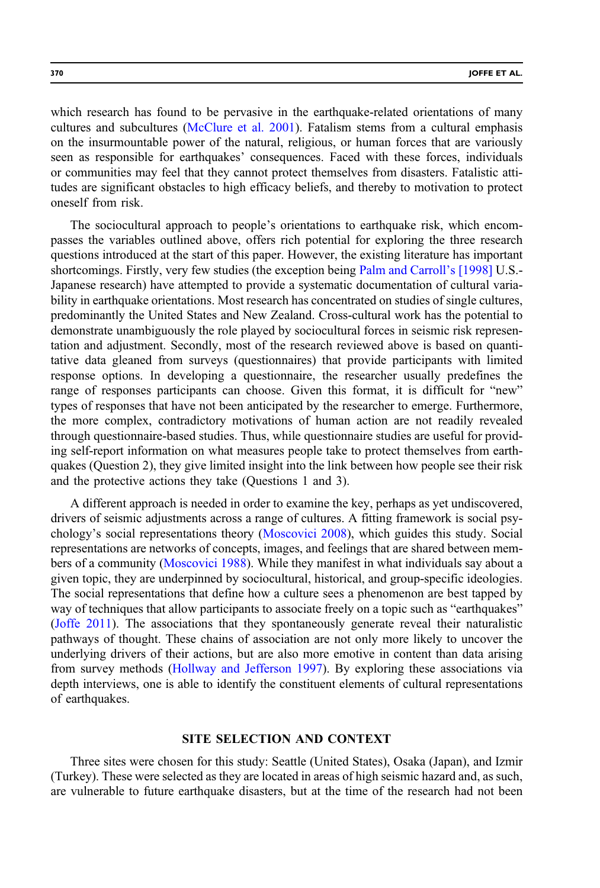which research has found to be pervasive in the earthquake-related orientations of many cultures and subcultures (McClure et al. 2001). Fatalism stems from a cultural emphasis on the insurmountable power of the natural, religious, or human forces that are variously seen as responsible for earthquakes' consequences. Faced with these forces, individuals or communities may feel that they cannot protect themselves from disasters. Fatalistic attitudes are significant obstacles to high efficacy beliefs, and thereby to motivation to protect oneself from risk.

The sociocultural approach to people's orientations to earthquake risk, which encompasses the variables outlined above, offers rich potential for exploring the three research questions introduced at the start of this paper. However, the existing literature has important shortcomings. Firstly, very few studies (the exception being Palm and Carroll's [1998] U.S.-Japanese research) have attempted to provide a systematic documentation of cultural variability in earthquake orientations. Most research has concentrated on studies of single cultures, predominantly the United States and New Zealand. Cross-cultural work has the potential to demonstrate unambiguously the role played by sociocultural forces in seismic risk representation and adjustment. Secondly, most of the research reviewed above is based on quantitative data gleaned from surveys (questionnaires) that provide participants with limited response options. In developing a questionnaire, the researcher usually predefines the range of responses participants can choose. Given this format, it is difficult for "new" types of responses that have not been anticipated by the researcher to emerge. Furthermore, the more complex, contradictory motivations of human action are not readily revealed through questionnaire-based studies. Thus, while questionnaire studies are useful for providing self-report information on what measures people take to protect themselves from earthquakes (Question 2), they give limited insight into the link between how people see their risk and the protective actions they take (Questions 1 and 3).

A different approach is needed in order to examine the key, perhaps as yet undiscovered, drivers of seismic adjustments across a range of cultures. A fitting framework is social psychology's social representations theory (Moscovici 2008), which guides this study. Social representations are networks of concepts, images, and feelings that are shared between members of a community (Moscovici 1988). While they manifest in what individuals say about a given topic, they are underpinned by sociocultural, historical, and group-specific ideologies. The social representations that define how a culture sees a phenomenon are best tapped by way of techniques that allow participants to associate freely on a topic such as "earthquakes" (Joffe 2011). The associations that they spontaneously generate reveal their naturalistic pathways of thought. These chains of association are not only more likely to uncover the underlying drivers of their actions, but are also more emotive in content than data arising from survey methods (Hollway and Jefferson 1997). By exploring these associations via depth interviews, one is able to identify the constituent elements of cultural representations of earthquakes.

## SITE SELECTION AND CONTEXT

Three sites were chosen for this study: Seattle (United States), Osaka (Japan), and Izmir (Turkey). These were selected as they are located in areas of high seismic hazard and, as such, are vulnerable to future earthquake disasters, but at the time of the research had not been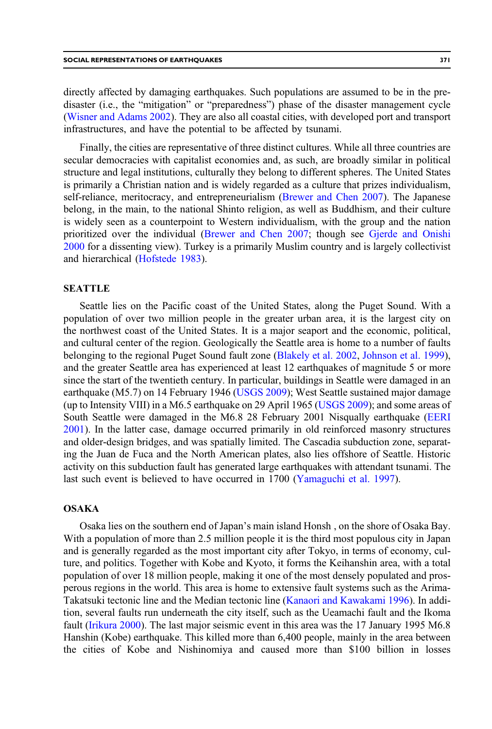directly affected by damaging earthquakes. Such populations are assumed to be in the pre-disaster (i.e., the "mitigation" or "preparedness") phase of the disaster management cycle (Wisner and Adams 2002). They are also all coastal cities, with developed port and transport infrastructures, and have the potential to be affected by tsunami.

Finally, the cities are representative of three distinct cultures. While all three countries are secular democracies with capitalist economies and, as such, are broadly similar in political structure and legal institutions, culturally they belong to different spheres. The United States is primarily a Christian nation and is widely regarded as a culture that prizes individualism, self-reliance, meritocracy, and entrepreneurialism (Brewer and Chen 2007). The Japanese belong, in the main, to the national Shinto religion, as well as Buddhism, and their culture is widely seen as a counterpoint to Western individualism, with the group and the nation prioritized over the individual (Brewer and Chen 2007; though see Gjerde and Onishi 2000 for a dissenting view). Turkey is a primarily Muslim country and is largely collectivist and hierarchical (Hofstede 1983).

## SEATTLE

Seattle lies on the Pacific coast of the United States, along the Puget Sound. With a population of over two million people in the greater urban area, it is the largest city on the northwest coast of the United States. It is a major seaport and the economic, political, and cultural center of the region. Geologically the Seattle area is home to a number of faults belonging to the regional Puget Sound fault zone (Blakely et al. 2002, Johnson et al. 1999), and the greater Seattle area has experienced at least 12 earthquakes of magnitude 5 or more since the start of the twentieth century. In particular, buildings in Seattle were damaged in an earthquake (M5.7) on 14 February 1946 (USGS 2009); West Seattle sustained major damage (up to Intensity VIII) in a M6.5 earthquake on 29 April 1965 (USGS 2009); and some areas of South Seattle were damaged in the M6.8 28 February 2001 Nisqually earthquake (EERI 2001). In the latter case, damage occurred primarily in old reinforced masonry structures and older-design bridges, and was spatially limited. The Cascadia subduction zone, separating the Juan de Fuca and the North American plates, also lies offshore of Seattle. Historic activity on this subduction fault has generated large earthquakes with attendant tsunami. The last such event is believed to have occurred in 1700 (Yamaguchi et al. 1997).

## OSAKA

Osaka lies on the southern end of Japan's main island Honsh , on the shore of Osaka Bay. With a population of more than 2.5 million people it is the third most populous city in Japan and is generally regarded as the most important city after Tokyo, in terms of economy, culture, and politics. Together with Kobe and Kyoto, it forms the Keihanshin area, with a total population of over 18 million people, making it one of the most densely populated and prosperous regions in the world. This area is home to extensive fault systems such as the Arima-Takatsuki tectonic line and the Median tectonic line (Kanaori and Kawakami 1996). In addition, several faults run underneath the city itself, such as the Ueamachi fault and the Ikoma fault (Irikura 2000). The last major seismic event in this area was the 17 January 1995 M6.8 Hanshin (Kobe) earthquake. This killed more than 6,400 people, mainly in the area between the cities of Kobe and Nishinomiya and caused more than $100 billion in losses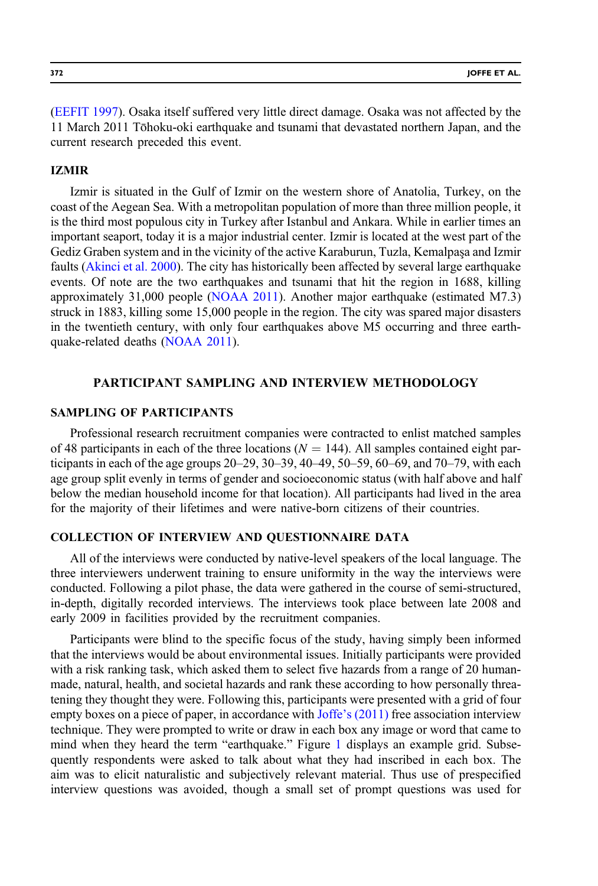(EEFIT 1997). Osaka itself suffered very little direct damage. Osaka was not affected by the 11 March 2011 Tōhoku-oki earthquake and tsunami that devastated northern Japan, and the current research preceded this event.

### IZMIR

Izmir is situated in the Gulf of Izmir on the western shore of Anatolia, Turkey, on the coast of the Aegean Sea. With a metropolitan population of more than three million people, it is the third most populous city in Turkey after Istanbul and Ankara. While in earlier times an important seaport, today it is a major industrial center. Izmir is located at the west part of the Gediz Graben system and in the vicinity of the active Karaburun, Tuzla, Kemalpaşa and Izmir faults (Akinci et al. 2000). The city has historically been affected by several large earthquake events. Of note are the two earthquakes and tsunami that hit the region in 1688, killing approximately 31,000 people (NOAA 2011). Another major earthquake (estimated M7.3) struck in 1883, killing some 15,000 people in the region. The city was spared major disasters in the twentieth century, with only four earthquakes above M5 occurring and three earthquake-related deaths (NOAA 2011).

## PARTICIPANT SAMPLING AND INTERVIEW METHODOLOGY

### SAMPLING OF PARTICIPANTS

Professional research recruitment companies were contracted to enlist matched samples of 48 participants in each of the three locations ($N = 144$). All samples contained eight participants in each of the age groups 20–29, 30–39, 40–49, 50–59, 60–69, and 70–79, with each age group split evenly in terms of gender and socioeconomic status (with half above and half below the median household income for that location). All participants had lived in the area for the majority of their lifetimes and were native-born citizens of their countries.

### COLLECTION OF INTERVIEW AND QUESTIONNAIRE DATA

All of the interviews were conducted by native-level speakers of the local language. The three interviewers underwent training to ensure uniformity in the way the interviews were conducted. Following a pilot phase, the data were gathered in the course of semi-structured, in-depth, digitally recorded interviews. The interviews took place between late 2008 and early 2009 in facilities provided by the recruitment companies.

Participants were blind to the specific focus of the study, having simply been informed that the interviews would be about environmental issues. Initially participants were provided with a risk ranking task, which asked them to select five hazards from a range of 20 human-made, natural, health, and societal hazards and rank these according to how personally threatening they thought they were. Following this, participants were presented with a grid of four empty boxes on a piece of paper, in accordance with Joffe's (2011) free association interview technique. They were prompted to write or draw in each box any image or word that came to mind when they heard the term "earthquake." Figure 1 displays an example grid. Subsequently respondents were asked to talk about what they had inscribed in each box. The aim was to elicit naturalistic and subjectively relevant material. Thus use of prespecified interview questions was avoided, though a small set of prompt questions was used for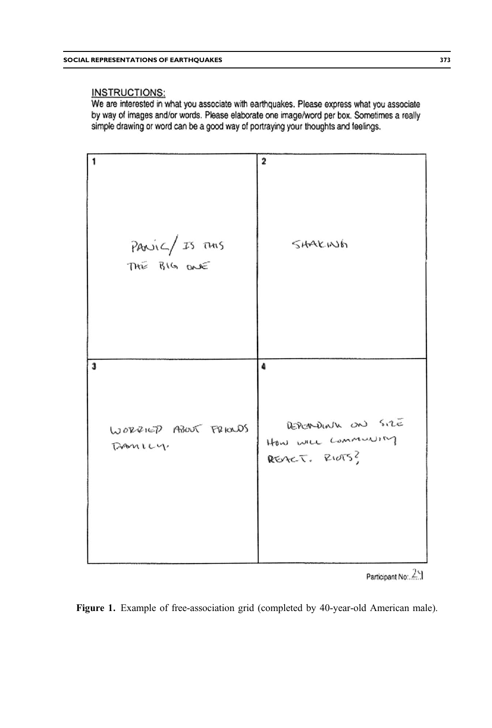**INSTRUCTIONS:**

We are interested in what you associate with earthquakes. Please express what you associate by way of images and/or words. Please elaborate one image/word per box. Sometimes a really simple drawing or word can be a good way of portraying your thoughts and feelings.

| 1 | 2 |
|---|---|
| PANIC/ IS THIS THE BIG ONE | SHAKING |
| **3** | **4** |
| WORRIED ABOUT FRIENDS FAMILY. | DEPENDING ON SIZE HOW WILL COMMUNITY REACT. RIOTS? |

Participant No: 24

**Figure 1.** Example of free-association grid (completed by 40-year-old American male).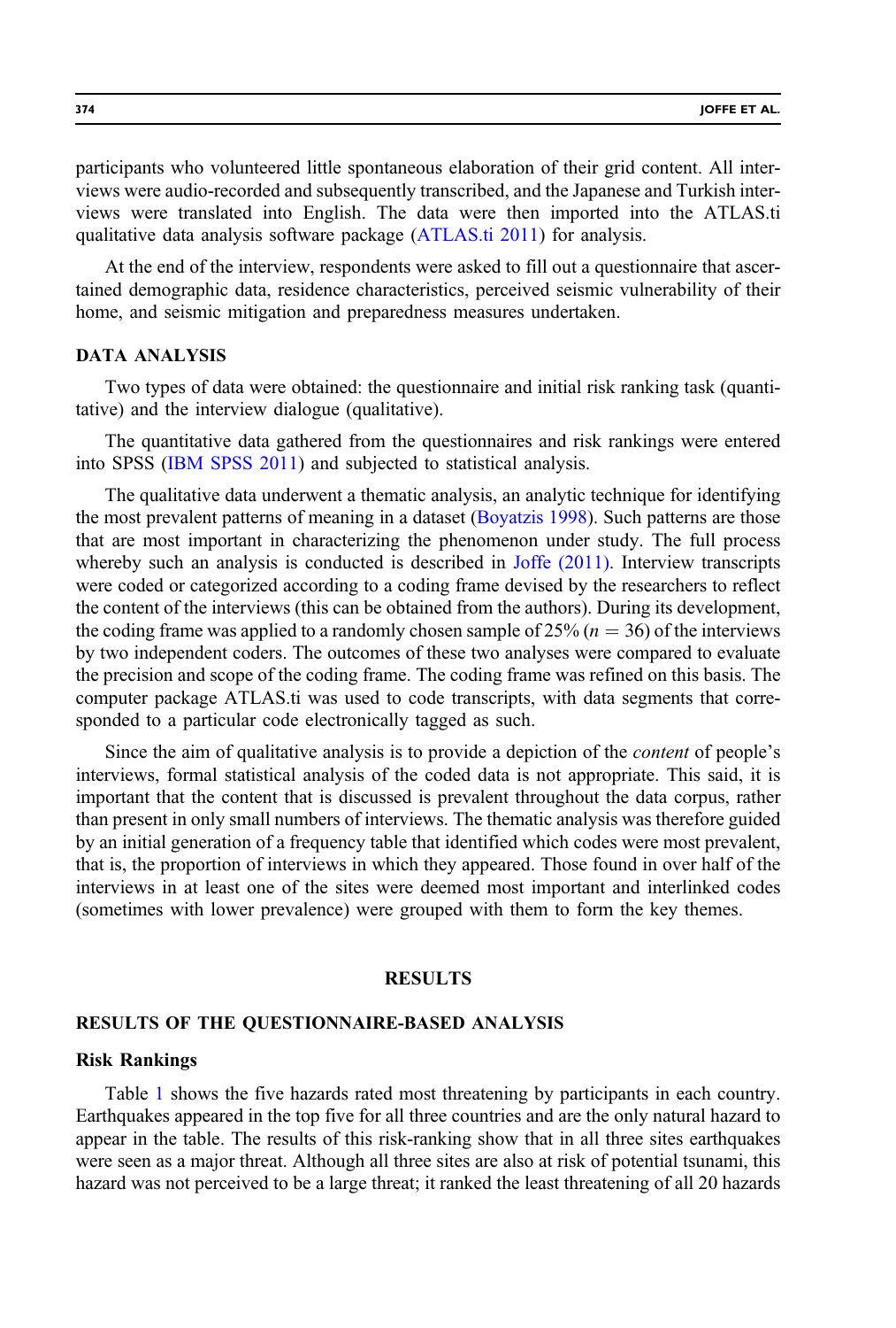participants who volunteered little spontaneous elaboration of their grid content. All interviews were audio-recorded and subsequently transcribed, and the Japanese and Turkish interviews were translated into English. The data were then imported into the ATLAS.ti qualitative data analysis software package (ATLAS.ti 2011) for analysis.

At the end of the interview, respondents were asked to fill out a questionnaire that ascertained demographic data, residence characteristics, perceived seismic vulnerability of their home, and seismic mitigation and preparedness measures undertaken.

### DATA ANALYSIS

Two types of data were obtained: the questionnaire and initial risk ranking task (quantitative) and the interview dialogue (qualitative).

The quantitative data gathered from the questionnaires and risk rankings were entered into SPSS (IBM SPSS 2011) and subjected to statistical analysis.

The qualitative data underwent a thematic analysis, an analytic technique for identifying the most prevalent patterns of meaning in a dataset (Boyatzis 1998). Such patterns are those that are most important in characterizing the phenomenon under study. The full process whereby such an analysis is conducted is described in Joffe (2011). Interview transcripts were coded or categorized according to a coding frame devised by the researchers to reflect the content of the interviews (this can be obtained from the authors). During its development, the coding frame was applied to a randomly chosen sample of 25% ($n = 36$) of the interviews by two independent coders. The outcomes of these two analyses were compared to evaluate the precision and scope of the coding frame. The coding frame was refined on this basis. The computer package ATLAS.ti was used to code transcripts, with data segments that corresponded to a particular code electronically tagged as such.

Since the aim of qualitative analysis is to provide a depiction of the *content* of people's interviews, formal statistical analysis of the coded data is not appropriate. This said, it is important that the content that is discussed is prevalent throughout the data corpus, rather than present in only small numbers of interviews. The thematic analysis was therefore guided by an initial generation of a frequency table that identified which codes were most prevalent, that is, the proportion of interviews in which they appeared. Those found in over half of the interviews in at least one of the sites were deemed most important and interlinked codes (sometimes with lower prevalence) were grouped with them to form the key themes.

## RESULTS

### RESULTS OF THE QUESTIONNAIRE-BASED ANALYSIS

#### Risk Rankings

Table 1 shows the five hazards rated most threatening by participants in each country. Earthquakes appeared in the top five for all three countries and are the only natural hazard to appear in the table. The results of this risk-ranking show that in all three sites earthquakes were seen as a major threat. Although all three sites are also at risk of potential tsunami, this hazard was not perceived to be a large threat; it ranked the least threatening of all 20 hazards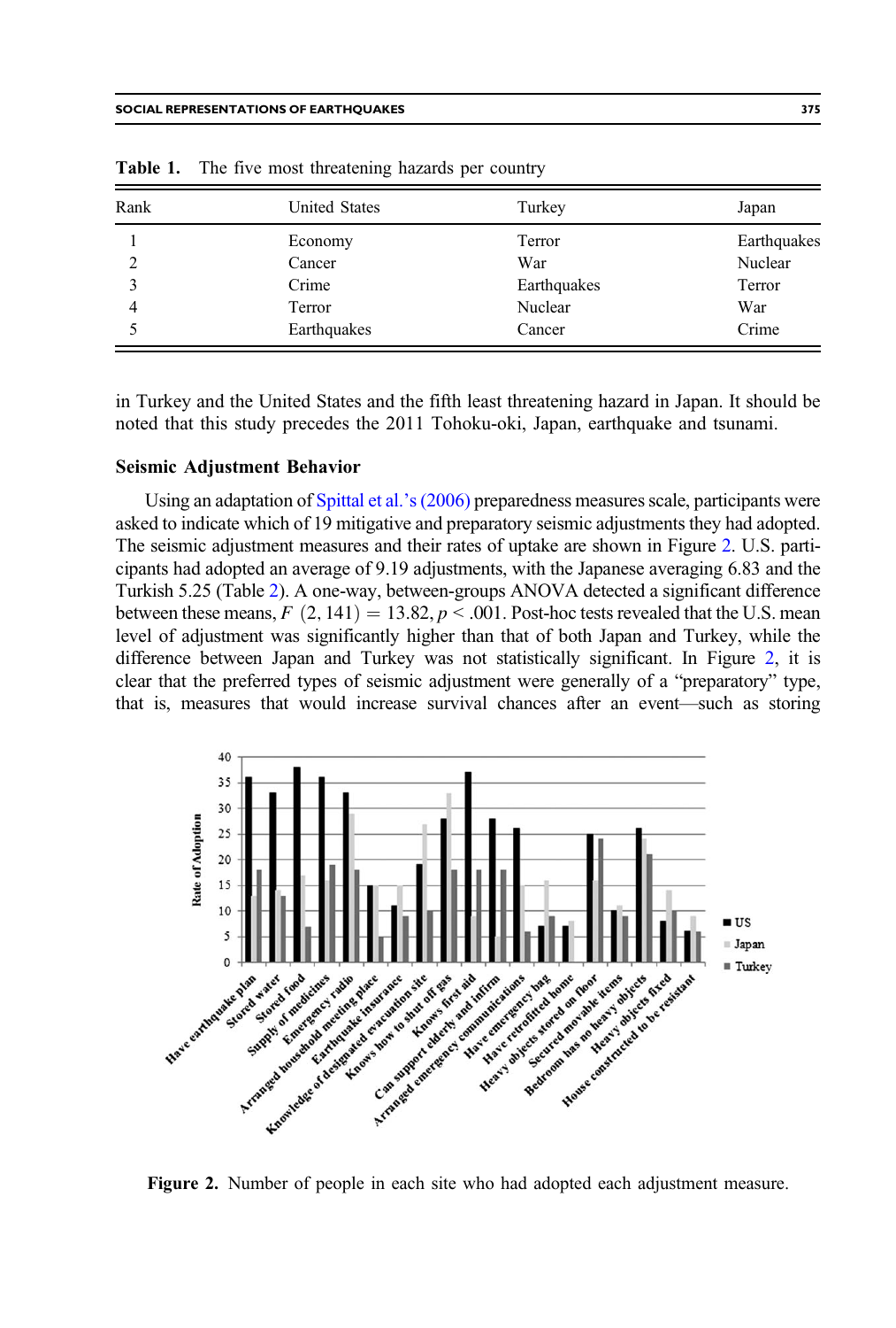**Table 1.** The five most threatening hazards per country

| Rank | United States | Turkey | Japan |
|---|---|---|---|
| 1 | Economy | Terror | Earthquakes |
| 2 | Cancer | War | Nuclear |
| 3 | Crime | Earthquakes | Terror |
| 4 | Terror | Nuclear | War |
| 5 | Earthquakes | Cancer | Crime |

in Turkey and the United States and the fifth least threatening hazard in Japan. It should be noted that this study precedes the 2011 Tohoku-oki, Japan, earthquake and tsunami.

### Seismic Adjustment Behavior

Using an adaptation of Spittal et al.'s (2006) preparedness measures scale, participants were asked to indicate which of 19 mitigative and preparatory seismic adjustments they had adopted. The seismic adjustment measures and their rates of uptake are shown in Figure 2. U.S. participants had adopted an average of 9.19 adjustments, with the Japanese averaging 6.83 and the Turkish 5.25 (Table 2). A one-way, between-groups ANOVA detected a significant difference between these means, $F\ (2, 141) = 13.82, p < .001$. Post-hoc tests revealed that the U.S. mean level of adjustment was significantly higher than that of both Japan and Turkey, while the difference between Japan and Turkey was not statistically significant. In Figure 2, it is clear that the preferred types of seismic adjustment were generally of a "preparatory" type, that is, measures that would increase survival chances after an event—such as storing

**Figure 2.** Number of people in each site who had adopted each adjustment measure.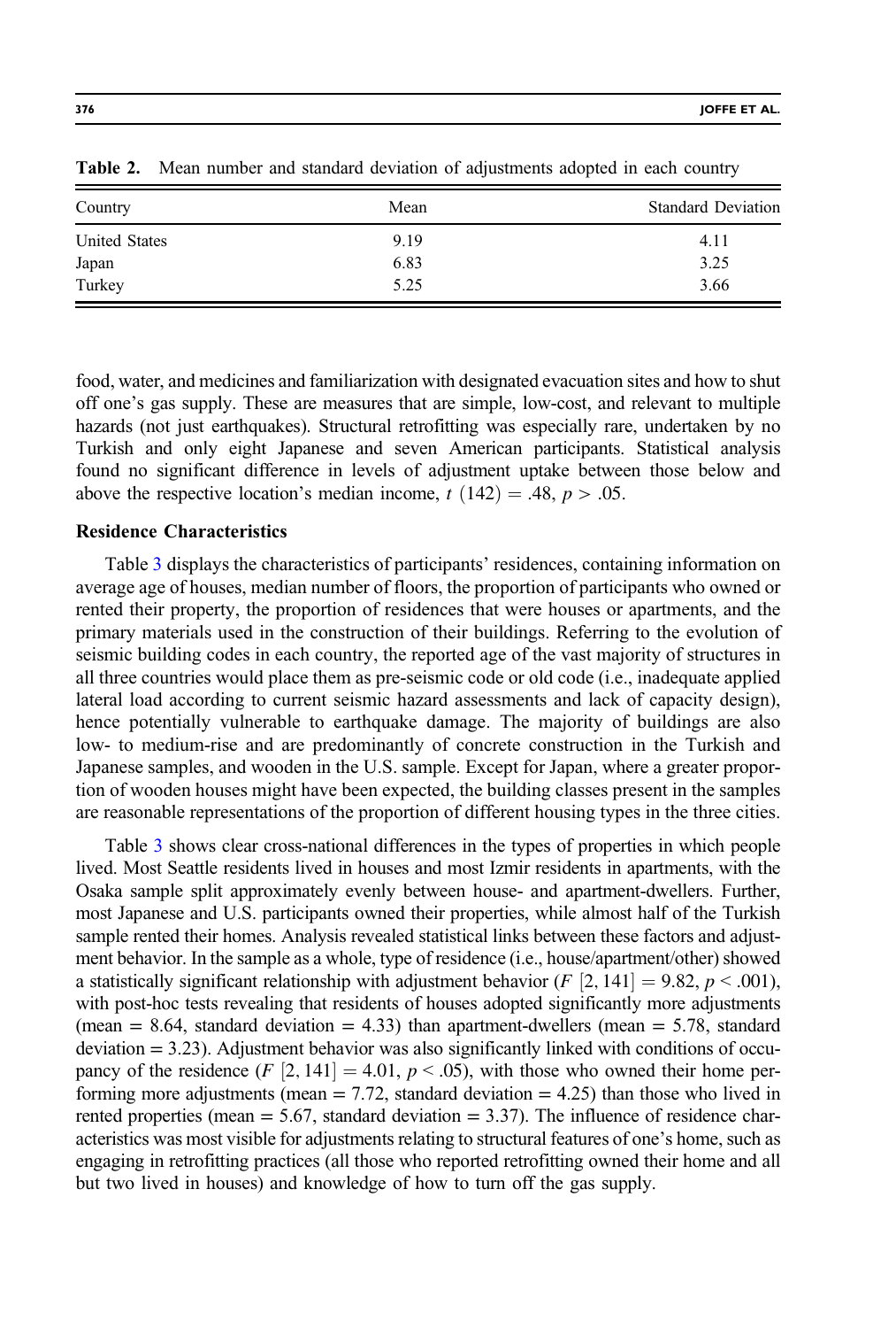**Table 2.** Mean number and standard deviation of adjustments adopted in each country

| Country | Mean | Standard Deviation |
| --- | --- | --- |
| United States | 9.19 | 4.11 |
| Japan | 6.83 | 3.25 |
| Turkey | 5.25 | 3.66 |

food, water, and medicines and familiarization with designated evacuation sites and how to shut off one's gas supply. These are measures that are simple, low-cost, and relevant to multiple hazards (not just earthquakes). Structural retrofitting was especially rare, undertaken by no Turkish and only eight Japanese and seven American participants. Statistical analysis found no significant difference in levels of adjustment uptake between those below and above the respective location's median income, $t\ (142) = .48$, $p > .05$.

### Residence Characteristics

Table 3 displays the characteristics of participants' residences, containing information on average age of houses, median number of floors, the proportion of participants who owned or rented their property, the proportion of residences that were houses or apartments, and the primary materials used in the construction of their buildings. Referring to the evolution of seismic building codes in each country, the reported age of the vast majority of structures in all three countries would place them as pre-seismic code or old code (i.e., inadequate applied lateral load according to current seismic hazard assessments and lack of capacity design), hence potentially vulnerable to earthquake damage. The majority of buildings are also low- to medium-rise and are predominantly of concrete construction in the Turkish and Japanese samples, and wooden in the U.S. sample. Except for Japan, where a greater proportion of wooden houses might have been expected, the building classes present in the samples are reasonable representations of the proportion of different housing types in the three cities.

Table 3 shows clear cross-national differences in the types of properties in which people lived. Most Seattle residents lived in houses and most Izmir residents in apartments, with the Osaka sample split approximately evenly between house- and apartment-dwellers. Further, most Japanese and U.S. participants owned their properties, while almost half of the Turkish sample rented their homes. Analysis revealed statistical links between these factors and adjustment behavior. In the sample as a whole, type of residence (i.e., house/apartment/other) showed a statistically significant relationship with adjustment behavior ($F\ [2, 141] = 9.82$, $p < .001$), with post-hoc tests revealing that residents of houses adopted significantly more adjustments (mean = 8.64, standard deviation = 4.33) than apartment-dwellers (mean = 5.78, standard deviation = 3.23). Adjustment behavior was also significantly linked with conditions of occupancy of the residence ($F\ [2, 141] = 4.01$, $p < .05$), with those who owned their home performing more adjustments (mean = 7.72, standard deviation = 4.25) than those who lived in rented properties (mean = 5.67, standard deviation = 3.37). The influence of residence characteristics was most visible for adjustments relating to structural features of one's home, such as engaging in retrofitting practices (all those who reported retrofitting owned their home and all but two lived in houses) and knowledge of how to turn off the gas supply.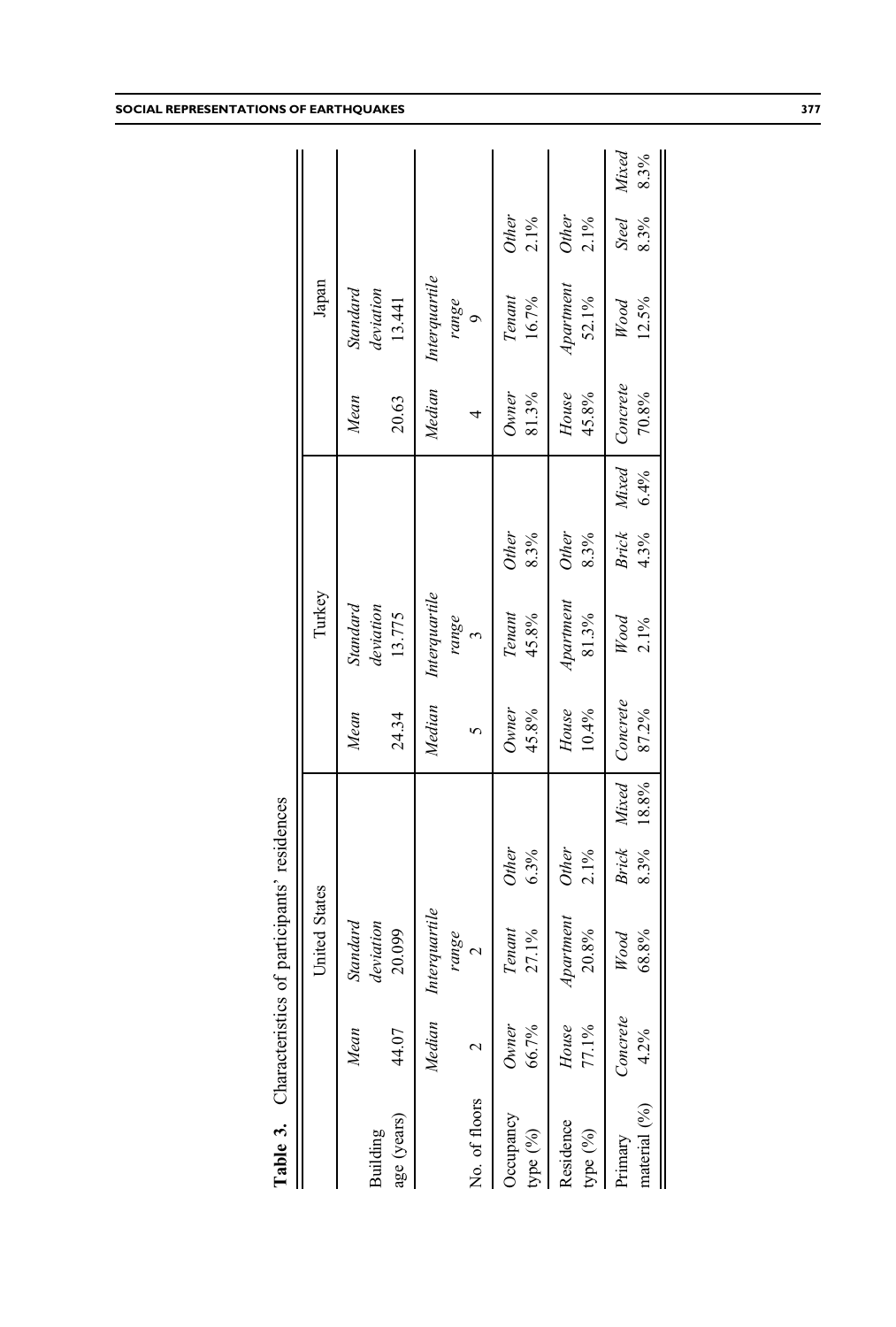**Table 3.** Characteristics of participants' residences

| | United States | | | | Turkey | | | | Japan | | | |
|---|---|---|---|---|---|---|---|---|---|---|---|---|
| | *Mean* | *Standard deviation* | | | *Mean* | *Standard deviation* | | | *Mean* | *Standard deviation* | | |
| Building age (years) | 44.07 | 20.099 | | | 24.34 | 13.775 | | | 20.63 | 13.441 | | |
| | *Median* | *Interquartile range* | | | *Median* | *Interquartile range* | | | *Median* | *Interquartile range* | | |
| No. of floors | 2 | 2 | | | 5 | 3 | | | 4 | 9 | | |
| Occupancy type (%) | *Owner* 66.7% | *Tenant* 27.1% | *Other* 6.3% | | *Owner* 45.8% | *Tenant* 45.8% | *Other* 8.3% | | *Owner* 81.3% | *Tenant* 16.7% | *Other* 2.1% | |
| Residence type (%) | *House* 77.1% | *Apartment* 20.8% | *Other* 2.1% | | *House* 10.4% | *Apartment* 81.3% | *Other* 8.3% | | *House* 45.8% | *Apartment* 52.1% | *Other* 2.1% | |
| Primary material (%) | *Concrete* 4.2% | *Wood* 68.8% | *Brick* 8.3% | *Mixed* 18.8% | *Concrete* 87.2% | *Wood* 2.1% | *Brick* 4.3% | *Mixed* 6.4% | *Concrete* 70.8% | *Wood* 12.5% | *Steel* 8.3% | *Mixed* 8.3% |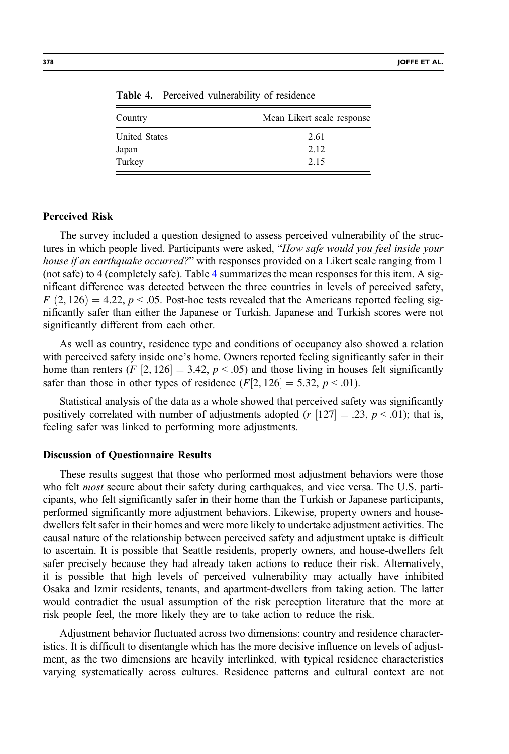**Table 4.** Perceived vulnerability of residence

| Country | Mean Likert scale response |
|---|---|
| United States | 2.61 |
| Japan | 2.12 |
| Turkey | 2.15 |

### Perceived Risk

The survey included a question designed to assess perceived vulnerability of the structures in which people lived. Participants were asked, "*How safe would you feel inside your house if an earthquake occurred?*" with responses provided on a Likert scale ranging from 1 (not safe) to 4 (completely safe). Table 4 summarizes the mean responses for this item. A significant difference was detected between the three countries in levels of perceived safety, $F\ (2, 126) = 4.22$, $p < .05$. Post-hoc tests revealed that the Americans reported feeling significantly safer than either the Japanese or Turkish. Japanese and Turkish scores were not significantly different from each other.

As well as country, residence type and conditions of occupancy also showed a relation with perceived safety inside one's home. Owners reported feeling significantly safer in their home than renters ($F\ [2, 126] = 3.42$, $p < .05$) and those living in houses felt significantly safer than those in other types of residence ($F[2, 126] = 5.32$, $p < .01$).

Statistical analysis of the data as a whole showed that perceived safety was significantly positively correlated with number of adjustments adopted ($r\ [127] = .23$, $p < .01$); that is, feeling safer was linked to performing more adjustments.

### Discussion of Questionnaire Results

These results suggest that those who performed most adjustment behaviors were those who felt *most* secure about their safety during earthquakes, and vice versa. The U.S. participants, who felt significantly safer in their home than the Turkish or Japanese participants, performed significantly more adjustment behaviors. Likewise, property owners and house-dwellers felt safer in their homes and were more likely to undertake adjustment activities. The causal nature of the relationship between perceived safety and adjustment uptake is difficult to ascertain. It is possible that Seattle residents, property owners, and house-dwellers felt safer precisely because they had already taken actions to reduce their risk. Alternatively, it is possible that high levels of perceived vulnerability may actually have inhibited Osaka and Izmir residents, tenants, and apartment-dwellers from taking action. The latter would contradict the usual assumption of the risk perception literature that the more at risk people feel, the more likely they are to take action to reduce the risk.

Adjustment behavior fluctuated across two dimensions: country and residence characteristics. It is difficult to disentangle which has the more decisive influence on levels of adjustment, as the two dimensions are heavily interlinked, with typical residence characteristics varying systematically across cultures. Residence patterns and cultural context are not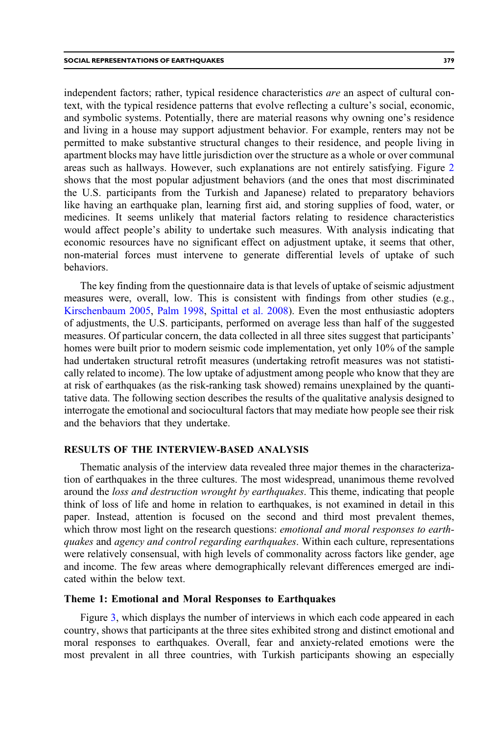independent factors; rather, typical residence characteristics *are* an aspect of cultural context, with the typical residence patterns that evolve reflecting a culture's social, economic, and symbolic systems. Potentially, there are material reasons why owning one's residence and living in a house may support adjustment behavior. For example, renters may not be permitted to make substantive structural changes to their residence, and people living in apartment blocks may have little jurisdiction over the structure as a whole or over communal areas such as hallways. However, such explanations are not entirely satisfying. Figure 2 shows that the most popular adjustment behaviors (and the ones that most discriminated the U.S. participants from the Turkish and Japanese) related to preparatory behaviors like having an earthquake plan, learning first aid, and storing supplies of food, water, or medicines. It seems unlikely that material factors relating to residence characteristics would affect people's ability to undertake such measures. With analysis indicating that economic resources have no significant effect on adjustment uptake, it seems that other, non-material forces must intervene to generate differential levels of uptake of such behaviors.

The key finding from the questionnaire data is that levels of uptake of seismic adjustment measures were, overall, low. This is consistent with findings from other studies (e.g., Kirschenbaum 2005, Palm 1998, Spittal et al. 2008). Even the most enthusiastic adopters of adjustments, the U.S. participants, performed on average less than half of the suggested measures. Of particular concern, the data collected in all three sites suggest that participants' homes were built prior to modern seismic code implementation, yet only 10% of the sample had undertaken structural retrofit measures (undertaking retrofit measures was not statistically related to income). The low uptake of adjustment among people who know that they are at risk of earthquakes (as the risk-ranking task showed) remains unexplained by the quantitative data. The following section describes the results of the qualitative analysis designed to interrogate the emotional and sociocultural factors that may mediate how people see their risk and the behaviors that they undertake.

## RESULTS OF THE INTERVIEW-BASED ANALYSIS

Thematic analysis of the interview data revealed three major themes in the characterization of earthquakes in the three cultures. The most widespread, unanimous theme revolved around the *loss and destruction wrought by earthquakes*. This theme, indicating that people think of loss of life and home in relation to earthquakes, is not examined in detail in this paper. Instead, attention is focused on the second and third most prevalent themes, which throw most light on the research questions: *emotional and moral responses to earthquakes* and *agency and control regarding earthquakes*. Within each culture, representations were relatively consensual, with high levels of commonality across factors like gender, age and income. The few areas where demographically relevant differences emerged are indicated within the below text.

### Theme 1: Emotional and Moral Responses to Earthquakes

Figure 3, which displays the number of interviews in which each code appeared in each country, shows that participants at the three sites exhibited strong and distinct emotional and moral responses to earthquakes. Overall, fear and anxiety-related emotions were the most prevalent in all three countries, with Turkish participants showing an especially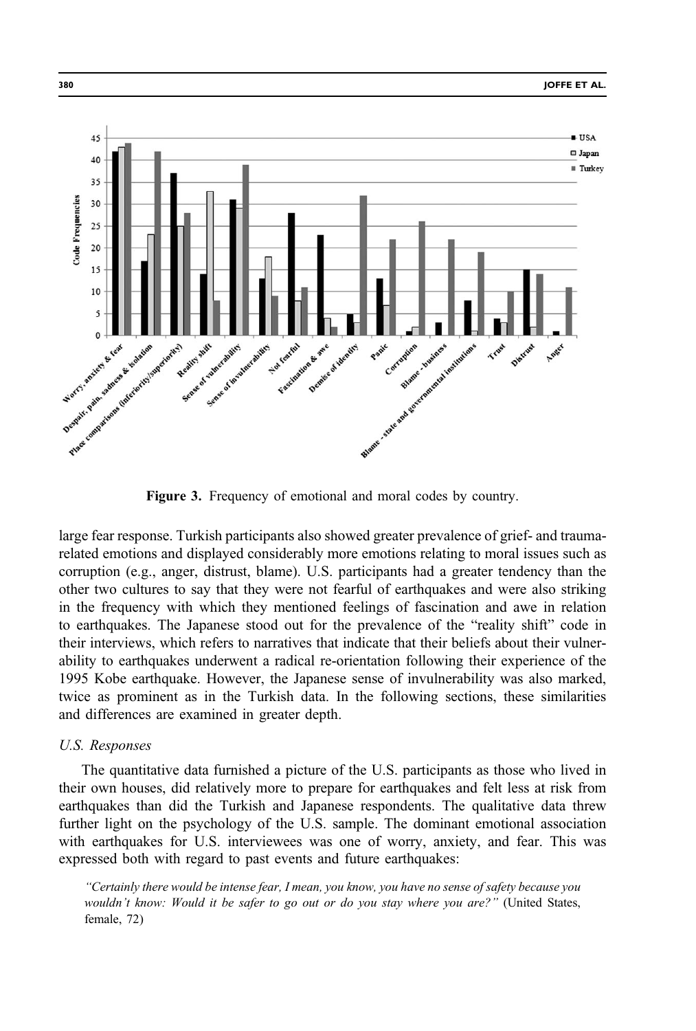Figure 3. Frequency of emotional and moral codes by country.

large fear response. Turkish participants also showed greater prevalence of grief- and trauma-related emotions and displayed considerably more emotions relating to moral issues such as corruption (e.g., anger, distrust, blame). U.S. participants had a greater tendency than the other two cultures to say that they were not fearful of earthquakes and were also striking in the frequency with which they mentioned feelings of fascination and awe in relation to earthquakes. The Japanese stood out for the prevalence of the "reality shift" code in their interviews, which refers to narratives that indicate that their beliefs about their vulnerability to earthquakes underwent a radical re-orientation following their experience of the 1995 Kobe earthquake. However, the Japanese sense of invulnerability was also marked, twice as prominent as in the Turkish data. In the following sections, these similarities and differences are examined in greater depth.

### *U.S. Responses*

The quantitative data furnished a picture of the U.S. participants as those who lived in their own houses, did relatively more to prepare for earthquakes and felt less at risk from earthquakes than did the Turkish and Japanese respondents. The qualitative data threw further light on the psychology of the U.S. sample. The dominant emotional association with earthquakes for U.S. interviewees was one of worry, anxiety, and fear. This was expressed both with regard to past events and future earthquakes:

> *"Certainly there would be intense fear, I mean, you know, you have no sense of safety because you wouldn't know: Would it be safer to go out or do you stay where you are?"* (United States, female, 72)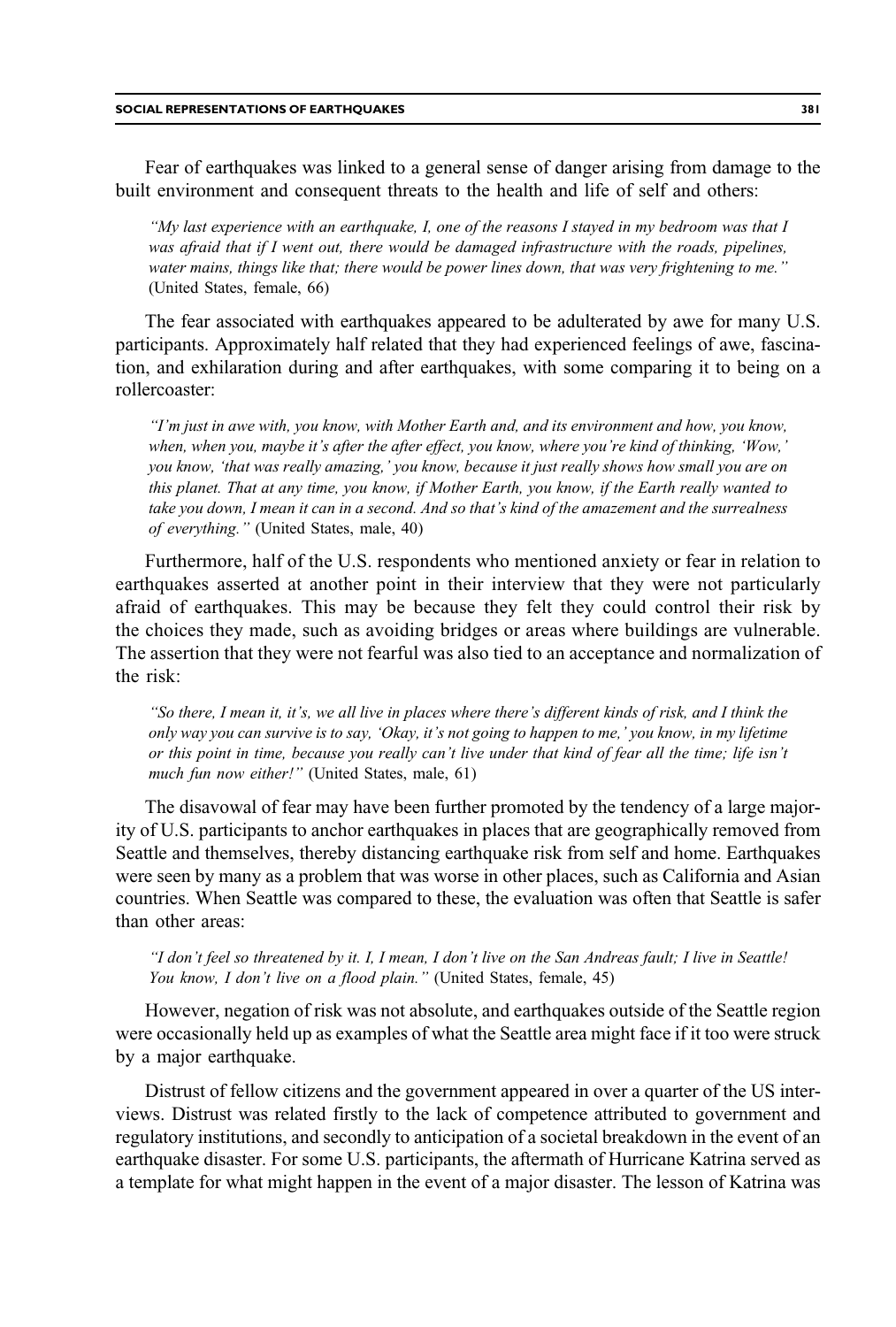Fear of earthquakes was linked to a general sense of danger arising from damage to the built environment and consequent threats to the health and life of self and others:

> *"My last experience with an earthquake, I, one of the reasons I stayed in my bedroom was that I was afraid that if I went out, there would be damaged infrastructure with the roads, pipelines, water mains, things like that; there would be power lines down, that was very frightening to me."* (United States, female, 66)

The fear associated with earthquakes appeared to be adulterated by awe for many U.S. participants. Approximately half related that they had experienced feelings of awe, fascination, and exhilaration during and after earthquakes, with some comparing it to being on a rollercoaster:

> *"I'm just in awe with, you know, with Mother Earth and, and its environment and how, you know, when, when you, maybe it's after the after effect, you know, where you're kind of thinking, 'Wow,' you know, 'that was really amazing,' you know, because it just really shows how small you are on this planet. That at any time, you know, if Mother Earth, you know, if the Earth really wanted to take you down, I mean it can in a second. And so that's kind of the amazement and the surrealness of everything."* (United States, male, 40)

Furthermore, half of the U.S. respondents who mentioned anxiety or fear in relation to earthquakes asserted at another point in their interview that they were not particularly afraid of earthquakes. This may be because they felt they could control their risk by the choices they made, such as avoiding bridges or areas where buildings are vulnerable. The assertion that they were not fearful was also tied to an acceptance and normalization of the risk:

> *"So there, I mean it, it's, we all live in places where there's different kinds of risk, and I think the only way you can survive is to say, 'Okay, it's not going to happen to me,' you know, in my lifetime or this point in time, because you really can't live under that kind of fear all the time; life isn't much fun now either!"* (United States, male, 61)

The disavowal of fear may have been further promoted by the tendency of a large majority of U.S. participants to anchor earthquakes in places that are geographically removed from Seattle and themselves, thereby distancing earthquake risk from self and home. Earthquakes were seen by many as a problem that was worse in other places, such as California and Asian countries. When Seattle was compared to these, the evaluation was often that Seattle is safer than other areas:

> *"I don't feel so threatened by it. I, I mean, I don't live on the San Andreas fault; I live in Seattle! You know, I don't live on a flood plain."* (United States, female, 45)

However, negation of risk was not absolute, and earthquakes outside of the Seattle region were occasionally held up as examples of what the Seattle area might face if it too were struck by a major earthquake.

Distrust of fellow citizens and the government appeared in over a quarter of the US interviews. Distrust was related firstly to the lack of competence attributed to government and regulatory institutions, and secondly to anticipation of a societal breakdown in the event of an earthquake disaster. For some U.S. participants, the aftermath of Hurricane Katrina served as a template for what might happen in the event of a major disaster. The lesson of Katrina was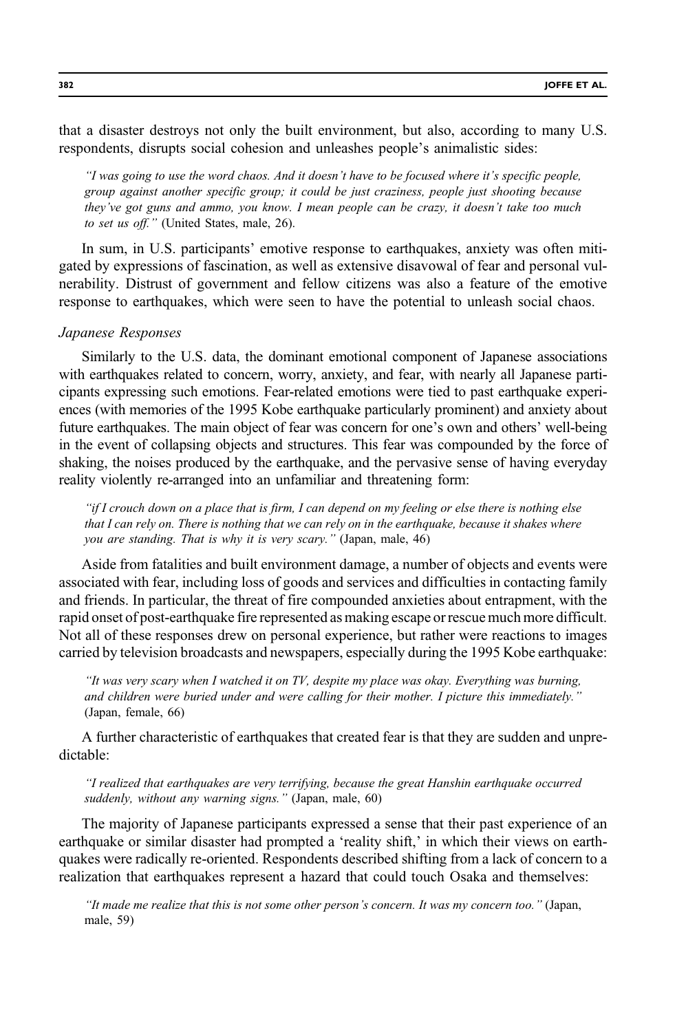that a disaster destroys not only the built environment, but also, according to many U.S. respondents, disrupts social cohesion and unleashes people's animalistic sides:

> *"I was going to use the word chaos. And it doesn't have to be focused where it's specific people, group against another specific group; it could be just craziness, people just shooting because they've got guns and ammo, you know. I mean people can be crazy, it doesn't take too much to set us off."* (United States, male, 26).

In sum, in U.S. participants' emotive response to earthquakes, anxiety was often mitigated by expressions of fascination, as well as extensive disavowal of fear and personal vulnerability. Distrust of government and fellow citizens was also a feature of the emotive response to earthquakes, which were seen to have the potential to unleash social chaos.

### *Japanese Responses*

Similarly to the U.S. data, the dominant emotional component of Japanese associations with earthquakes related to concern, worry, anxiety, and fear, with nearly all Japanese participants expressing such emotions. Fear-related emotions were tied to past earthquake experiences (with memories of the 1995 Kobe earthquake particularly prominent) and anxiety about future earthquakes. The main object of fear was concern for one's own and others' well-being in the event of collapsing objects and structures. This fear was compounded by the force of shaking, the noises produced by the earthquake, and the pervasive sense of having everyday reality violently re-arranged into an unfamiliar and threatening form:

> *"if I crouch down on a place that is firm, I can depend on my feeling or else there is nothing else that I can rely on. There is nothing that we can rely on in the earthquake, because it shakes where you are standing. That is why it is very scary."* (Japan, male, 46)

Aside from fatalities and built environment damage, a number of objects and events were associated with fear, including loss of goods and services and difficulties in contacting family and friends. In particular, the threat of fire compounded anxieties about entrapment, with the rapid onset of post-earthquake fire represented as making escape or rescue much more difficult. Not all of these responses drew on personal experience, but rather were reactions to images carried by television broadcasts and newspapers, especially during the 1995 Kobe earthquake:

> *"It was very scary when I watched it on TV, despite my place was okay. Everything was burning, and children were buried under and were calling for their mother. I picture this immediately."* (Japan, female, 66)

A further characteristic of earthquakes that created fear is that they are sudden and unpredictable:

> *"I realized that earthquakes are very terrifying, because the great Hanshin earthquake occurred suddenly, without any warning signs."* (Japan, male, 60)

The majority of Japanese participants expressed a sense that their past experience of an earthquake or similar disaster had prompted a 'reality shift,' in which their views on earthquakes were radically re-oriented. Respondents described shifting from a lack of concern to a realization that earthquakes represent a hazard that could touch Osaka and themselves:

> *"It made me realize that this is not some other person's concern. It was my concern too."* (Japan, male, 59)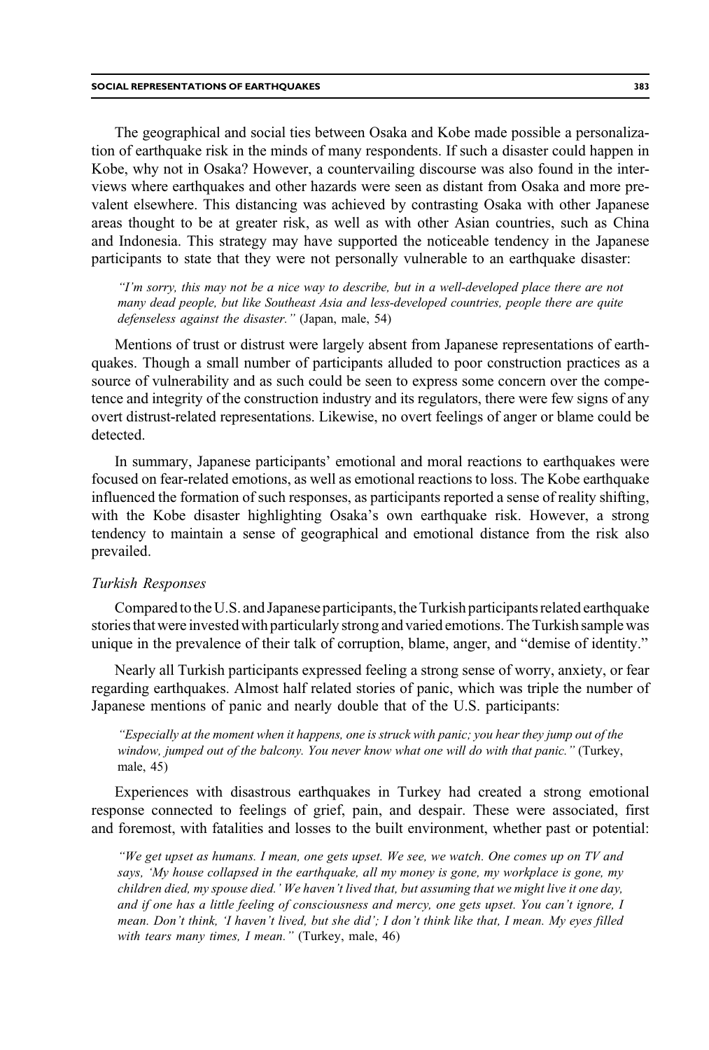The geographical and social ties between Osaka and Kobe made possible a personalization of earthquake risk in the minds of many respondents. If such a disaster could happen in Kobe, why not in Osaka? However, a countervailing discourse was also found in the interviews where earthquakes and other hazards were seen as distant from Osaka and more prevalent elsewhere. This distancing was achieved by contrasting Osaka with other Japanese areas thought to be at greater risk, as well as with other Asian countries, such as China and Indonesia. This strategy may have supported the noticeable tendency in the Japanese participants to state that they were not personally vulnerable to an earthquake disaster:

> *"I'm sorry, this may not be a nice way to describe, but in a well-developed place there are not many dead people, but like Southeast Asia and less-developed countries, people there are quite defenseless against the disaster."* (Japan, male, 54)

Mentions of trust or distrust were largely absent from Japanese representations of earthquakes. Though a small number of participants alluded to poor construction practices as a source of vulnerability and as such could be seen to express some concern over the competence and integrity of the construction industry and its regulators, there were few signs of any overt distrust-related representations. Likewise, no overt feelings of anger or blame could be detected.

In summary, Japanese participants' emotional and moral reactions to earthquakes were focused on fear-related emotions, as well as emotional reactions to loss. The Kobe earthquake influenced the formation of such responses, as participants reported a sense of reality shifting, with the Kobe disaster highlighting Osaka's own earthquake risk. However, a strong tendency to maintain a sense of geographical and emotional distance from the risk also prevailed.

### *Turkish Responses*

Compared to the U.S. and Japanese participants, the Turkish participants related earthquake stories that were invested with particularly strong and varied emotions. The Turkish sample was unique in the prevalence of their talk of corruption, blame, anger, and "demise of identity."

Nearly all Turkish participants expressed feeling a strong sense of worry, anxiety, or fear regarding earthquakes. Almost half related stories of panic, which was triple the number of Japanese mentions of panic and nearly double that of the U.S. participants:

> *"Especially at the moment when it happens, one is struck with panic; you hear they jump out of the window, jumped out of the balcony. You never know what one will do with that panic."* (Turkey, male, 45)

Experiences with disastrous earthquakes in Turkey had created a strong emotional response connected to feelings of grief, pain, and despair. These were associated, first and foremost, with fatalities and losses to the built environment, whether past or potential:

> *"We get upset as humans. I mean, one gets upset. We see, we watch. One comes up on TV and says, 'My house collapsed in the earthquake, all my money is gone, my workplace is gone, my children died, my spouse died.' We haven't lived that, but assuming that we might live it one day, and if one has a little feeling of consciousness and mercy, one gets upset. You can't ignore, I mean. Don't think, 'I haven't lived, but she did'; I don't think like that, I mean. My eyes filled with tears many times, I mean."* (Turkey, male, 46)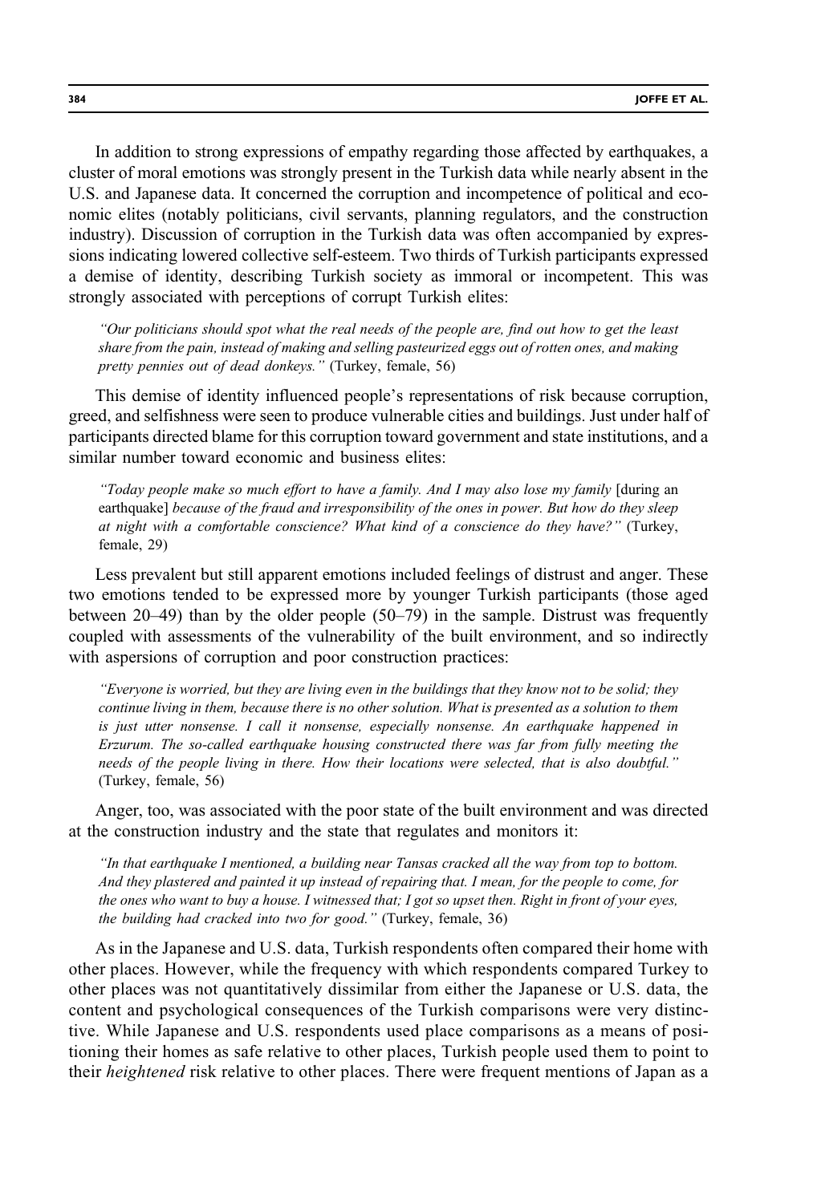In addition to strong expressions of empathy regarding those affected by earthquakes, a cluster of moral emotions was strongly present in the Turkish data while nearly absent in the U.S. and Japanese data. It concerned the corruption and incompetence of political and economic elites (notably politicians, civil servants, planning regulators, and the construction industry). Discussion of corruption in the Turkish data was often accompanied by expressions indicating lowered collective self-esteem. Two thirds of Turkish participants expressed a demise of identity, describing Turkish society as immoral or incompetent. This was strongly associated with perceptions of corrupt Turkish elites:

> *"Our politicians should spot what the real needs of the people are, find out how to get the least share from the pain, instead of making and selling pasteurized eggs out of rotten ones, and making pretty pennies out of dead donkeys."* (Turkey, female, 56)

This demise of identity influenced people's representations of risk because corruption, greed, and selfishness were seen to produce vulnerable cities and buildings. Just under half of participants directed blame for this corruption toward government and state institutions, and a similar number toward economic and business elites:

> *"Today people make so much effort to have a family. And I may also lose my family* [during an earthquake] *because of the fraud and irresponsibility of the ones in power. But how do they sleep at night with a comfortable conscience? What kind of a conscience do they have?"* (Turkey, female, 29)

Less prevalent but still apparent emotions included feelings of distrust and anger. These two emotions tended to be expressed more by younger Turkish participants (those aged between 20–49) than by the older people (50–79) in the sample. Distrust was frequently coupled with assessments of the vulnerability of the built environment, and so indirectly with aspersions of corruption and poor construction practices:

> *"Everyone is worried, but they are living even in the buildings that they know not to be solid; they continue living in them, because there is no other solution. What is presented as a solution to them is just utter nonsense. I call it nonsense, especially nonsense. An earthquake happened in Erzurum. The so-called earthquake housing constructed there was far from fully meeting the needs of the people living in there. How their locations were selected, that is also doubtful."* (Turkey, female, 56)

Anger, too, was associated with the poor state of the built environment and was directed at the construction industry and the state that regulates and monitors it:

> *"In that earthquake I mentioned, a building near Tansas cracked all the way from top to bottom. And they plastered and painted it up instead of repairing that. I mean, for the people to come, for the ones who want to buy a house. I witnessed that; I got so upset then. Right in front of your eyes, the building had cracked into two for good."* (Turkey, female, 36)

As in the Japanese and U.S. data, Turkish respondents often compared their home with other places. However, while the frequency with which respondents compared Turkey to other places was not quantitatively dissimilar from either the Japanese or U.S. data, the content and psychological consequences of the Turkish comparisons were very distinctive. While Japanese and U.S. respondents used place comparisons as a means of positioning their homes as safe relative to other places, Turkish people used them to point to their *heightened* risk relative to other places. There were frequent mentions of Japan as a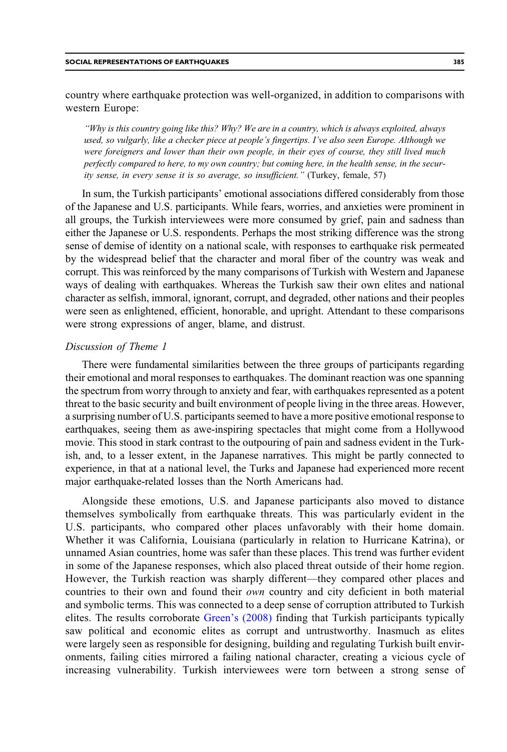country where earthquake protection was well-organized, in addition to comparisons with western Europe:

> *"Why is this country going like this? Why? We are in a country, which is always exploited, always used, so vulgarly, like a checker piece at people's fingertips. I've also seen Europe. Although we were foreigners and lower than their own people, in their eyes of course, they still lived much perfectly compared to here, to my own country; but coming here, in the health sense, in the security sense, in every sense it is so average, so insufficient."* (Turkey, female, 57)

In sum, the Turkish participants' emotional associations differed considerably from those of the Japanese and U.S. participants. While fears, worries, and anxieties were prominent in all groups, the Turkish interviewees were more consumed by grief, pain and sadness than either the Japanese or U.S. respondents. Perhaps the most striking difference was the strong sense of demise of identity on a national scale, with responses to earthquake risk permeated by the widespread belief that the character and moral fiber of the country was weak and corrupt. This was reinforced by the many comparisons of Turkish with Western and Japanese ways of dealing with earthquakes. Whereas the Turkish saw their own elites and national character as selfish, immoral, ignorant, corrupt, and degraded, other nations and their peoples were seen as enlightened, efficient, honorable, and upright. Attendant to these comparisons were strong expressions of anger, blame, and distrust.

*Discussion of Theme 1*

There were fundamental similarities between the three groups of participants regarding their emotional and moral responses to earthquakes. The dominant reaction was one spanning the spectrum from worry through to anxiety and fear, with earthquakes represented as a potent threat to the basic security and built environment of people living in the three areas. However, a surprising number of U.S. participants seemed to have a more positive emotional response to earthquakes, seeing them as awe-inspiring spectacles that might come from a Hollywood movie. This stood in stark contrast to the outpouring of pain and sadness evident in the Turkish, and, to a lesser extent, in the Japanese narratives. This might be partly connected to experience, in that at a national level, the Turks and Japanese had experienced more recent major earthquake-related losses than the North Americans had.

Alongside these emotions, U.S. and Japanese participants also moved to distance themselves symbolically from earthquake threats. This was particularly evident in the U.S. participants, who compared other places unfavorably with their home domain. Whether it was California, Louisiana (particularly in relation to Hurricane Katrina), or unnamed Asian countries, home was safer than these places. This trend was further evident in some of the Japanese responses, which also placed threat outside of their home region. However, the Turkish reaction was sharply different—they compared other places and countries to their own and found their *own* country and city deficient in both material and symbolic terms. This was connected to a deep sense of corruption attributed to Turkish elites. The results corroborate Green's (2008) finding that Turkish participants typically saw political and economic elites as corrupt and untrustworthy. Inasmuch as elites were largely seen as responsible for designing, building and regulating Turkish built environments, failing cities mirrored a failing national character, creating a vicious cycle of increasing vulnerability. Turkish interviewees were torn between a strong sense of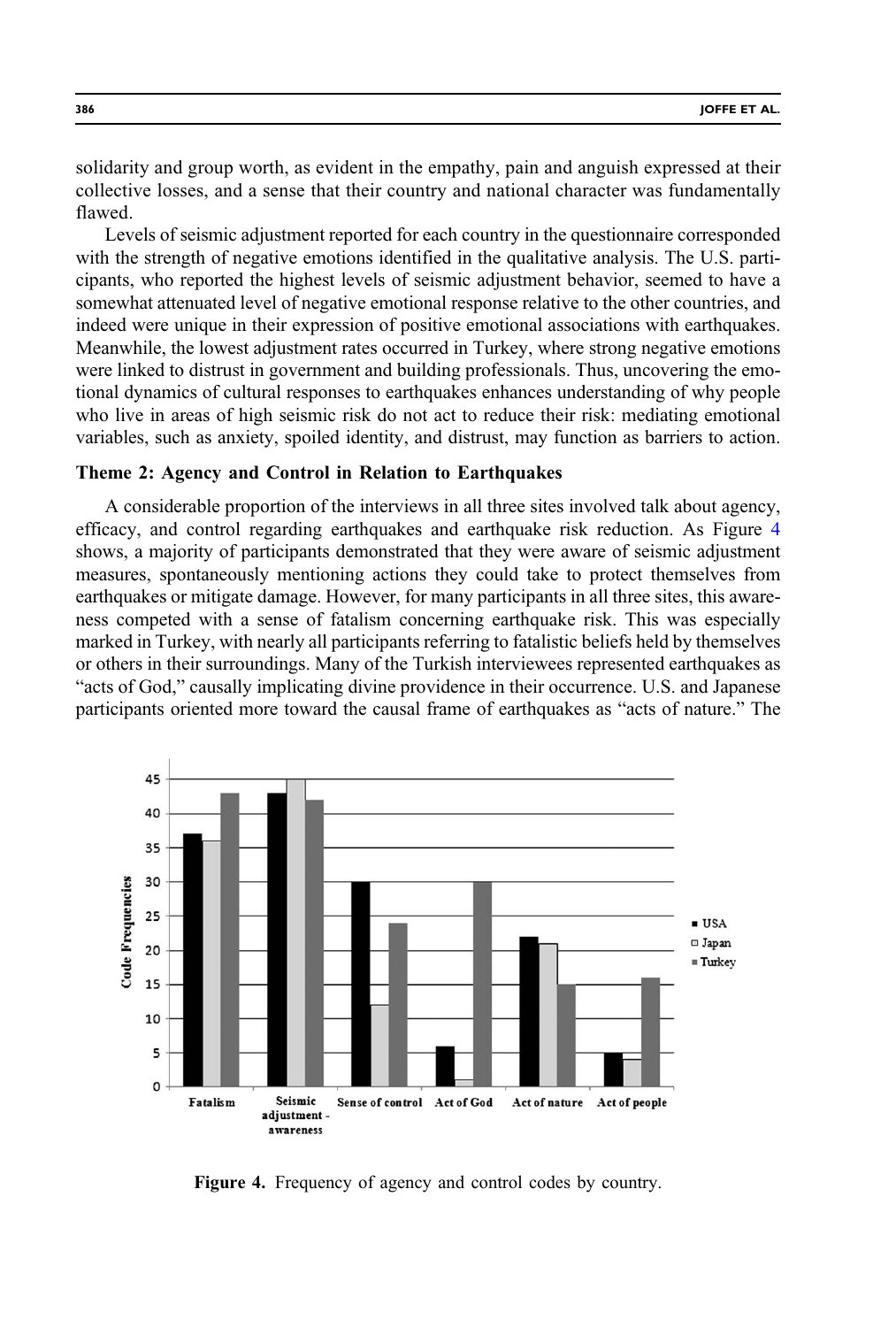solidarity and group worth, as evident in the empathy, pain and anguish expressed at their collective losses, and a sense that their country and national character was fundamentally flawed.

Levels of seismic adjustment reported for each country in the questionnaire corresponded with the strength of negative emotions identified in the qualitative analysis. The U.S. participants, who reported the highest levels of seismic adjustment behavior, seemed to have a somewhat attenuated level of negative emotional response relative to the other countries, and indeed were unique in their expression of positive emotional associations with earthquakes. Meanwhile, the lowest adjustment rates occurred in Turkey, where strong negative emotions were linked to distrust in government and building professionals. Thus, uncovering the emotional dynamics of cultural responses to earthquakes enhances understanding of why people who live in areas of high seismic risk do not act to reduce their risk: mediating emotional variables, such as anxiety, spoiled identity, and distrust, may function as barriers to action.

### Theme 2: Agency and Control in Relation to Earthquakes

A considerable proportion of the interviews in all three sites involved talk about agency, efficacy, and control regarding earthquakes and earthquake risk reduction. As Figure 4 shows, a majority of participants demonstrated that they were aware of seismic adjustment measures, spontaneously mentioning actions they could take to protect themselves from earthquakes or mitigate damage. However, for many participants in all three sites, this awareness competed with a sense of fatalism concerning earthquake risk. This was especially marked in Turkey, with nearly all participants referring to fatalistic beliefs held by themselves or others in their surroundings. Many of the Turkish interviewees represented earthquakes as "acts of God," causally implicating divine providence in their occurrence. U.S. and Japanese participants oriented more toward the causal frame of earthquakes as "acts of nature." The

**Figure 4.** Frequency of agency and control codes by country.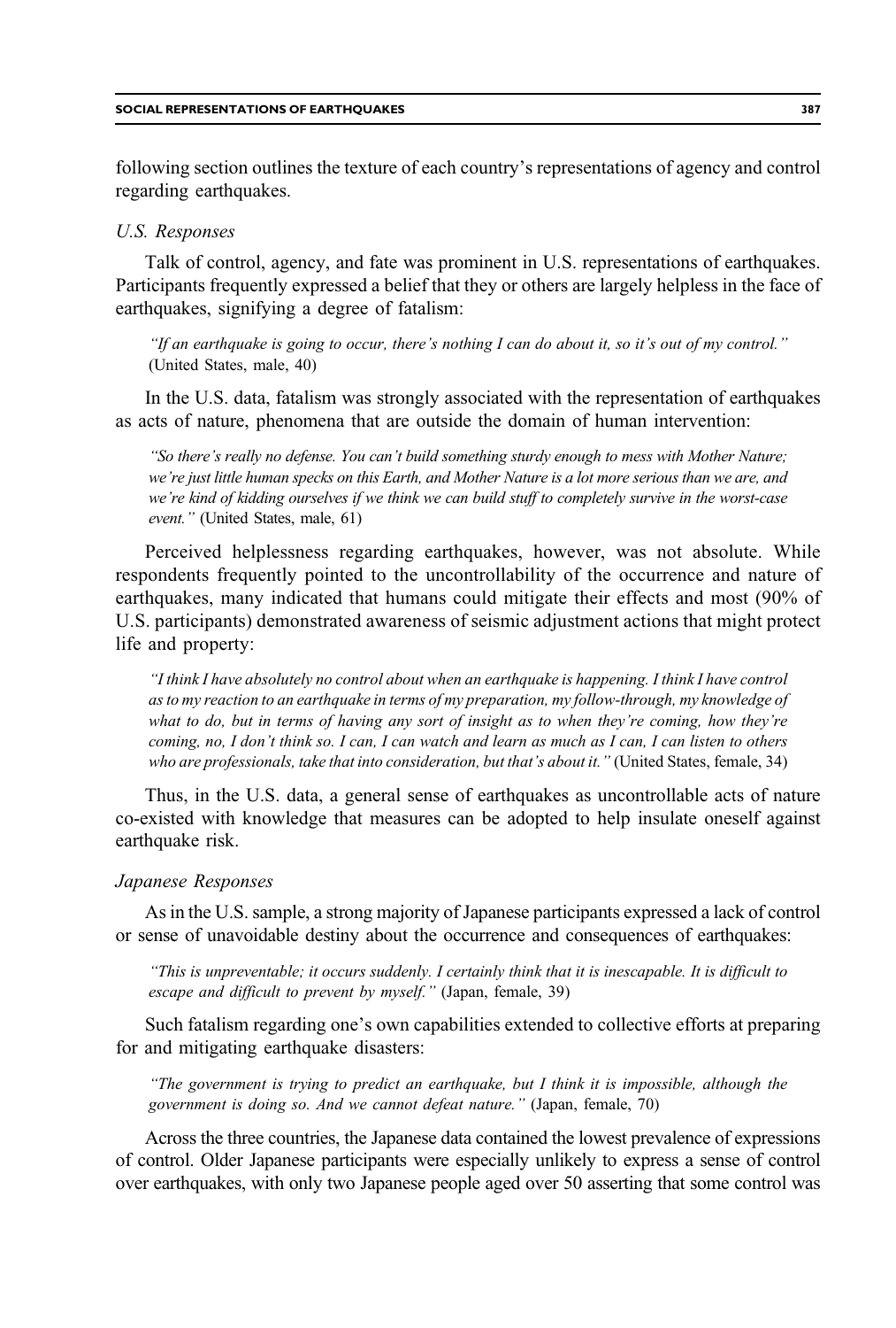following section outlines the texture of each country's representations of agency and control regarding earthquakes.

### *U.S. Responses*

Talk of control, agency, and fate was prominent in U.S. representations of earthquakes. Participants frequently expressed a belief that they or others are largely helpless in the face of earthquakes, signifying a degree of fatalism:

> *"If an earthquake is going to occur, there's nothing I can do about it, so it's out of my control."* (United States, male, 40)

In the U.S. data, fatalism was strongly associated with the representation of earthquakes as acts of nature, phenomena that are outside the domain of human intervention:

> *"So there's really no defense. You can't build something sturdy enough to mess with Mother Nature; we're just little human specks on this Earth, and Mother Nature is a lot more serious than we are, and we're kind of kidding ourselves if we think we can build stuff to completely survive in the worst-case event."* (United States, male, 61)

Perceived helplessness regarding earthquakes, however, was not absolute. While respondents frequently pointed to the uncontrollability of the occurrence and nature of earthquakes, many indicated that humans could mitigate their effects and most (90% of U.S. participants) demonstrated awareness of seismic adjustment actions that might protect life and property:

> *"I think I have absolutely no control about when an earthquake is happening. I think I have control as to my reaction to an earthquake in terms of my preparation, my follow-through, my knowledge of what to do, but in terms of having any sort of insight as to when they're coming, how they're coming, no, I don't think so. I can, I can watch and learn as much as I can, I can listen to others who are professionals, take that into consideration, but that's about it."* (United States, female, 34)

Thus, in the U.S. data, a general sense of earthquakes as uncontrollable acts of nature co-existed with knowledge that measures can be adopted to help insulate oneself against earthquake risk.

### *Japanese Responses*

As in the U.S. sample, a strong majority of Japanese participants expressed a lack of control or sense of unavoidable destiny about the occurrence and consequences of earthquakes:

> *"This is unpreventable; it occurs suddenly. I certainly think that it is inescapable. It is difficult to escape and difficult to prevent by myself."* (Japan, female, 39)

Such fatalism regarding one's own capabilities extended to collective efforts at preparing for and mitigating earthquake disasters:

> *"The government is trying to predict an earthquake, but I think it is impossible, although the government is doing so. And we cannot defeat nature."* (Japan, female, 70)

Across the three countries, the Japanese data contained the lowest prevalence of expressions of control. Older Japanese participants were especially unlikely to express a sense of control over earthquakes, with only two Japanese people aged over 50 asserting that some control was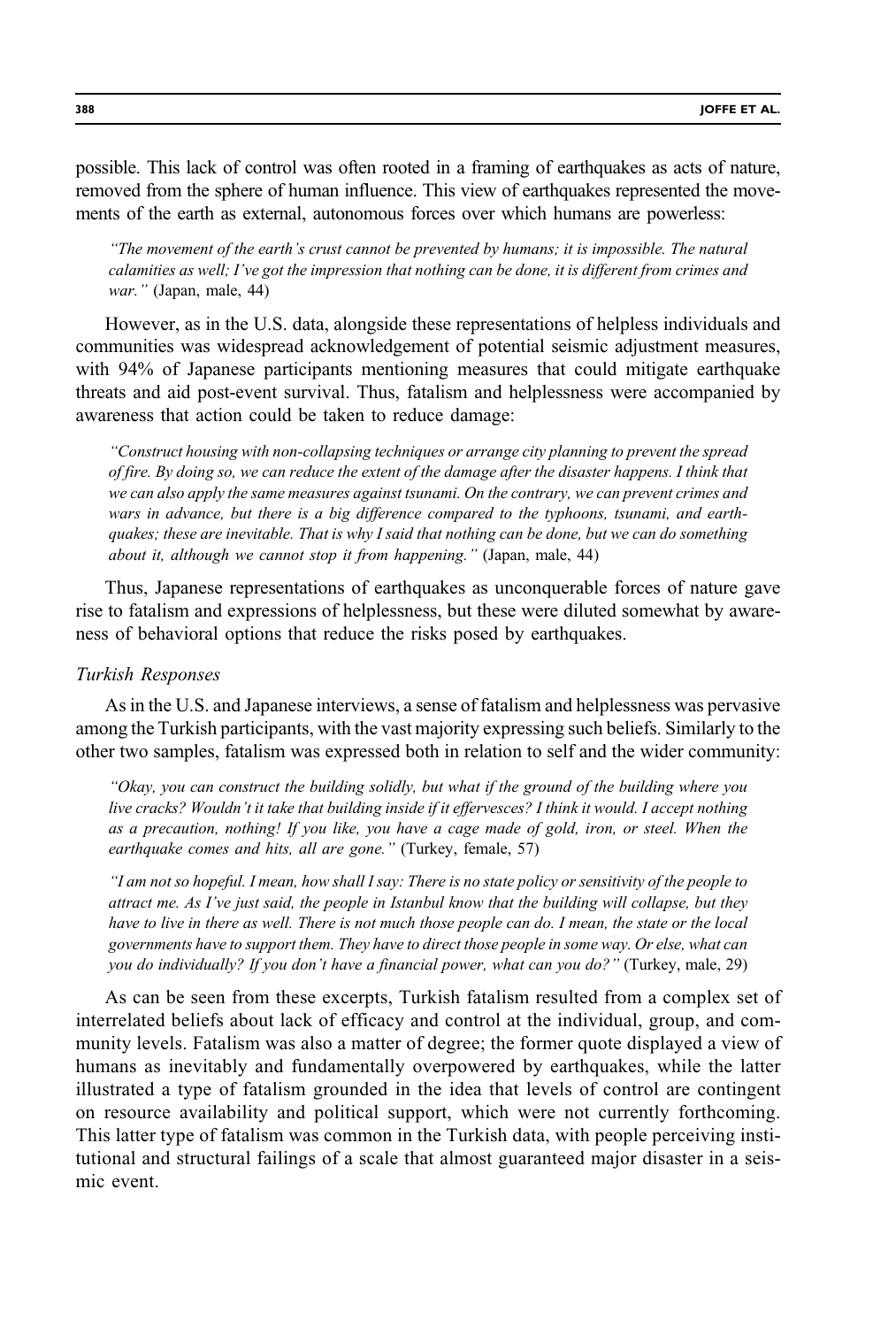possible. This lack of control was often rooted in a framing of earthquakes as acts of nature, removed from the sphere of human influence. This view of earthquakes represented the movements of the earth as external, autonomous forces over which humans are powerless:

> *"The movement of the earth's crust cannot be prevented by humans; it is impossible. The natural calamities as well; I've got the impression that nothing can be done, it is different from crimes and war."* (Japan, male, 44)

However, as in the U.S. data, alongside these representations of helpless individuals and communities was widespread acknowledgement of potential seismic adjustment measures, with 94% of Japanese participants mentioning measures that could mitigate earthquake threats and aid post-event survival. Thus, fatalism and helplessness were accompanied by awareness that action could be taken to reduce damage:

> *"Construct housing with non-collapsing techniques or arrange city planning to prevent the spread of fire. By doing so, we can reduce the extent of the damage after the disaster happens. I think that we can also apply the same measures against tsunami. On the contrary, we can prevent crimes and wars in advance, but there is a big difference compared to the typhoons, tsunami, and earthquakes; these are inevitable. That is why I said that nothing can be done, but we can do something about it, although we cannot stop it from happening."* (Japan, male, 44)

Thus, Japanese representations of earthquakes as unconquerable forces of nature gave rise to fatalism and expressions of helplessness, but these were diluted somewhat by awareness of behavioral options that reduce the risks posed by earthquakes.

### *Turkish Responses*

As in the U.S. and Japanese interviews, a sense of fatalism and helplessness was pervasive among the Turkish participants, with the vast majority expressing such beliefs. Similarly to the other two samples, fatalism was expressed both in relation to self and the wider community:

> *"Okay, you can construct the building solidly, but what if the ground of the building where you live cracks? Wouldn't it take that building inside if it effervesces? I think it would. I accept nothing as a precaution, nothing! If you like, you have a cage made of gold, iron, or steel. When the earthquake comes and hits, all are gone."* (Turkey, female, 57)

> *"I am not so hopeful. I mean, how shall I say: There is no state policy or sensitivity of the people to attract me. As I've just said, the people in Istanbul know that the building will collapse, but they have to live in there as well. There is not much those people can do. I mean, the state or the local governments have to support them. They have to direct those people in some way. Or else, what can you do individually? If you don't have a financial power, what can you do?"* (Turkey, male, 29)

As can be seen from these excerpts, Turkish fatalism resulted from a complex set of interrelated beliefs about lack of efficacy and control at the individual, group, and community levels. Fatalism was also a matter of degree; the former quote displayed a view of humans as inevitably and fundamentally overpowered by earthquakes, while the latter illustrated a type of fatalism grounded in the idea that levels of control are contingent on resource availability and political support, which were not currently forthcoming. This latter type of fatalism was common in the Turkish data, with people perceiving institutional and structural failings of a scale that almost guaranteed major disaster in a seismic event.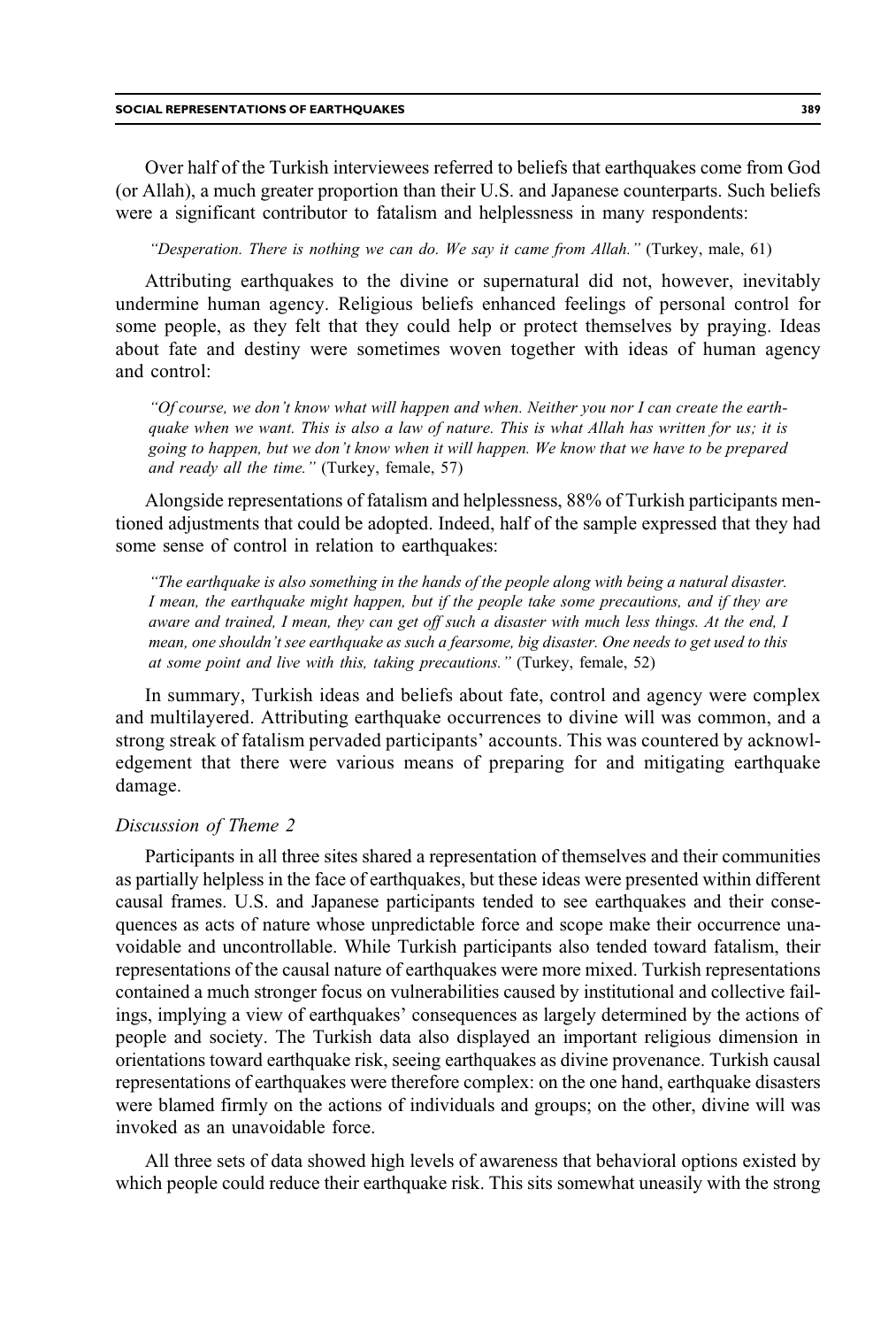Over half of the Turkish interviewees referred to beliefs that earthquakes come from God (or Allah), a much greater proportion than their U.S. and Japanese counterparts. Such beliefs were a significant contributor to fatalism and helplessness in many respondents:

> *"Desperation. There is nothing we can do. We say it came from Allah."* (Turkey, male, 61)

Attributing earthquakes to the divine or supernatural did not, however, inevitably undermine human agency. Religious beliefs enhanced feelings of personal control for some people, as they felt that they could help or protect themselves by praying. Ideas about fate and destiny were sometimes woven together with ideas of human agency and control:

> *"Of course, we don't know what will happen and when. Neither you nor I can create the earthquake when we want. This is also a law of nature. This is what Allah has written for us; it is going to happen, but we don't know when it will happen. We know that we have to be prepared and ready all the time."* (Turkey, female, 57)

Alongside representations of fatalism and helplessness, 88% of Turkish participants mentioned adjustments that could be adopted. Indeed, half of the sample expressed that they had some sense of control in relation to earthquakes:

> *"The earthquake is also something in the hands of the people along with being a natural disaster. I mean, the earthquake might happen, but if the people take some precautions, and if they are aware and trained, I mean, they can get off such a disaster with much less things. At the end, I mean, one shouldn't see earthquake as such a fearsome, big disaster. One needs to get used to this at some point and live with this, taking precautions."* (Turkey, female, 52)

In summary, Turkish ideas and beliefs about fate, control and agency were complex and multilayered. Attributing earthquake occurrences to divine will was common, and a strong streak of fatalism pervaded participants' accounts. This was countered by acknowledgement that there were various means of preparing for and mitigating earthquake damage.

### *Discussion of Theme 2*

Participants in all three sites shared a representation of themselves and their communities as partially helpless in the face of earthquakes, but these ideas were presented within different causal frames. U.S. and Japanese participants tended to see earthquakes and their consequences as acts of nature whose unpredictable force and scope make their occurrence unavoidable and uncontrollable. While Turkish participants also tended toward fatalism, their representations of the causal nature of earthquakes were more mixed. Turkish representations contained a much stronger focus on vulnerabilities caused by institutional and collective failings, implying a view of earthquakes' consequences as largely determined by the actions of people and society. The Turkish data also displayed an important religious dimension in orientations toward earthquake risk, seeing earthquakes as divine provenance. Turkish causal representations of earthquakes were therefore complex: on the one hand, earthquake disasters were blamed firmly on the actions of individuals and groups; on the other, divine will was invoked as an unavoidable force.

All three sets of data showed high levels of awareness that behavioral options existed by which people could reduce their earthquake risk. This sits somewhat uneasily with the strong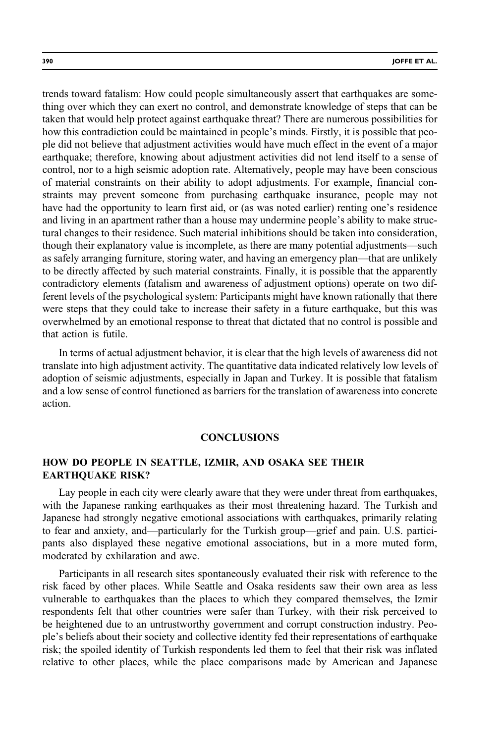trends toward fatalism: How could people simultaneously assert that earthquakes are something over which they can exert no control, and demonstrate knowledge of steps that can be taken that would help protect against earthquake threat? There are numerous possibilities for how this contradiction could be maintained in people's minds. Firstly, it is possible that people did not believe that adjustment activities would have much effect in the event of a major earthquake; therefore, knowing about adjustment activities did not lend itself to a sense of control, nor to a high seismic adoption rate. Alternatively, people may have been conscious of material constraints on their ability to adopt adjustments. For example, financial constraints may prevent someone from purchasing earthquake insurance, people may not have had the opportunity to learn first aid, or (as was noted earlier) renting one's residence and living in an apartment rather than a house may undermine people's ability to make structural changes to their residence. Such material inhibitions should be taken into consideration, though their explanatory value is incomplete, as there are many potential adjustments—such as safely arranging furniture, storing water, and having an emergency plan—that are unlikely to be directly affected by such material constraints. Finally, it is possible that the apparently contradictory elements (fatalism and awareness of adjustment options) operate on two different levels of the psychological system: Participants might have known rationally that there were steps that they could take to increase their safety in a future earthquake, but this was overwhelmed by an emotional response to threat that dictated that no control is possible and that action is futile.

In terms of actual adjustment behavior, it is clear that the high levels of awareness did not translate into high adjustment activity. The quantitative data indicated relatively low levels of adoption of seismic adjustments, especially in Japan and Turkey. It is possible that fatalism and a low sense of control functioned as barriers for the translation of awareness into concrete action.

## CONCLUSIONS

### HOW DO PEOPLE IN SEATTLE, IZMIR, AND OSAKA SEE THEIR EARTHQUAKE RISK?

Lay people in each city were clearly aware that they were under threat from earthquakes, with the Japanese ranking earthquakes as their most threatening hazard. The Turkish and Japanese had strongly negative emotional associations with earthquakes, primarily relating to fear and anxiety, and—particularly for the Turkish group—grief and pain. U.S. participants also displayed these negative emotional associations, but in a more muted form, moderated by exhilaration and awe.

Participants in all research sites spontaneously evaluated their risk with reference to the risk faced by other places. While Seattle and Osaka residents saw their own area as less vulnerable to earthquakes than the places to which they compared themselves, the Izmir respondents felt that other countries were safer than Turkey, with their risk perceived to be heightened due to an untrustworthy government and corrupt construction industry. People's beliefs about their society and collective identity fed their representations of earthquake risk; the spoiled identity of Turkish respondents led them to feel that their risk was inflated relative to other places, while the place comparisons made by American and Japanese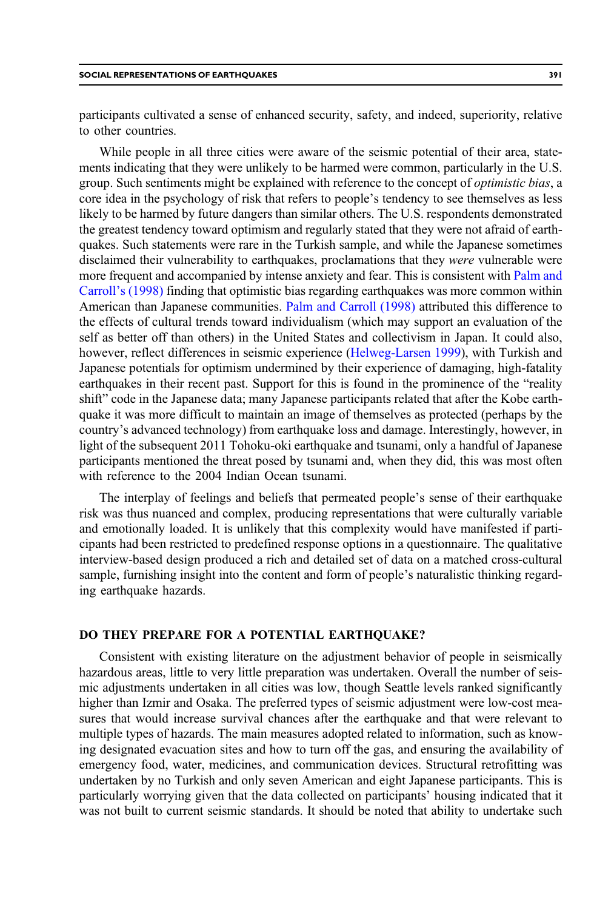participants cultivated a sense of enhanced security, safety, and indeed, superiority, relative to other countries.

While people in all three cities were aware of the seismic potential of their area, statements indicating that they were unlikely to be harmed were common, particularly in the U.S. group. Such sentiments might be explained with reference to the concept of *optimistic bias*, a core idea in the psychology of risk that refers to people's tendency to see themselves as less likely to be harmed by future dangers than similar others. The U.S. respondents demonstrated the greatest tendency toward optimism and regularly stated that they were not afraid of earthquakes. Such statements were rare in the Turkish sample, and while the Japanese sometimes disclaimed their vulnerability to earthquakes, proclamations that they *were* vulnerable were more frequent and accompanied by intense anxiety and fear. This is consistent with Palm and Carroll's (1998) finding that optimistic bias regarding earthquakes was more common within American than Japanese communities. Palm and Carroll (1998) attributed this difference to the effects of cultural trends toward individualism (which may support an evaluation of the self as better off than others) in the United States and collectivism in Japan. It could also, however, reflect differences in seismic experience (Helweg-Larsen 1999), with Turkish and Japanese potentials for optimism undermined by their experience of damaging, high-fatality earthquakes in their recent past. Support for this is found in the prominence of the "reality shift" code in the Japanese data; many Japanese participants related that after the Kobe earthquake it was more difficult to maintain an image of themselves as protected (perhaps by the country's advanced technology) from earthquake loss and damage. Interestingly, however, in light of the subsequent 2011 Tohoku-oki earthquake and tsunami, only a handful of Japanese participants mentioned the threat posed by tsunami and, when they did, this was most often with reference to the 2004 Indian Ocean tsunami.

The interplay of feelings and beliefs that permeated people's sense of their earthquake risk was thus nuanced and complex, producing representations that were culturally variable and emotionally loaded. It is unlikely that this complexity would have manifested if participants had been restricted to predefined response options in a questionnaire. The qualitative interview-based design produced a rich and detailed set of data on a matched cross-cultural sample, furnishing insight into the content and form of people's naturalistic thinking regarding earthquake hazards.

## DO THEY PREPARE FOR A POTENTIAL EARTHQUAKE?

Consistent with existing literature on the adjustment behavior of people in seismically hazardous areas, little to very little preparation was undertaken. Overall the number of seismic adjustments undertaken in all cities was low, though Seattle levels ranked significantly higher than Izmir and Osaka. The preferred types of seismic adjustment were low-cost measures that would increase survival chances after the earthquake and that were relevant to multiple types of hazards. The main measures adopted related to information, such as knowing designated evacuation sites and how to turn off the gas, and ensuring the availability of emergency food, water, medicines, and communication devices. Structural retrofitting was undertaken by no Turkish and only seven American and eight Japanese participants. This is particularly worrying given that the data collected on participants' housing indicated that it was not built to current seismic standards. It should be noted that ability to undertake such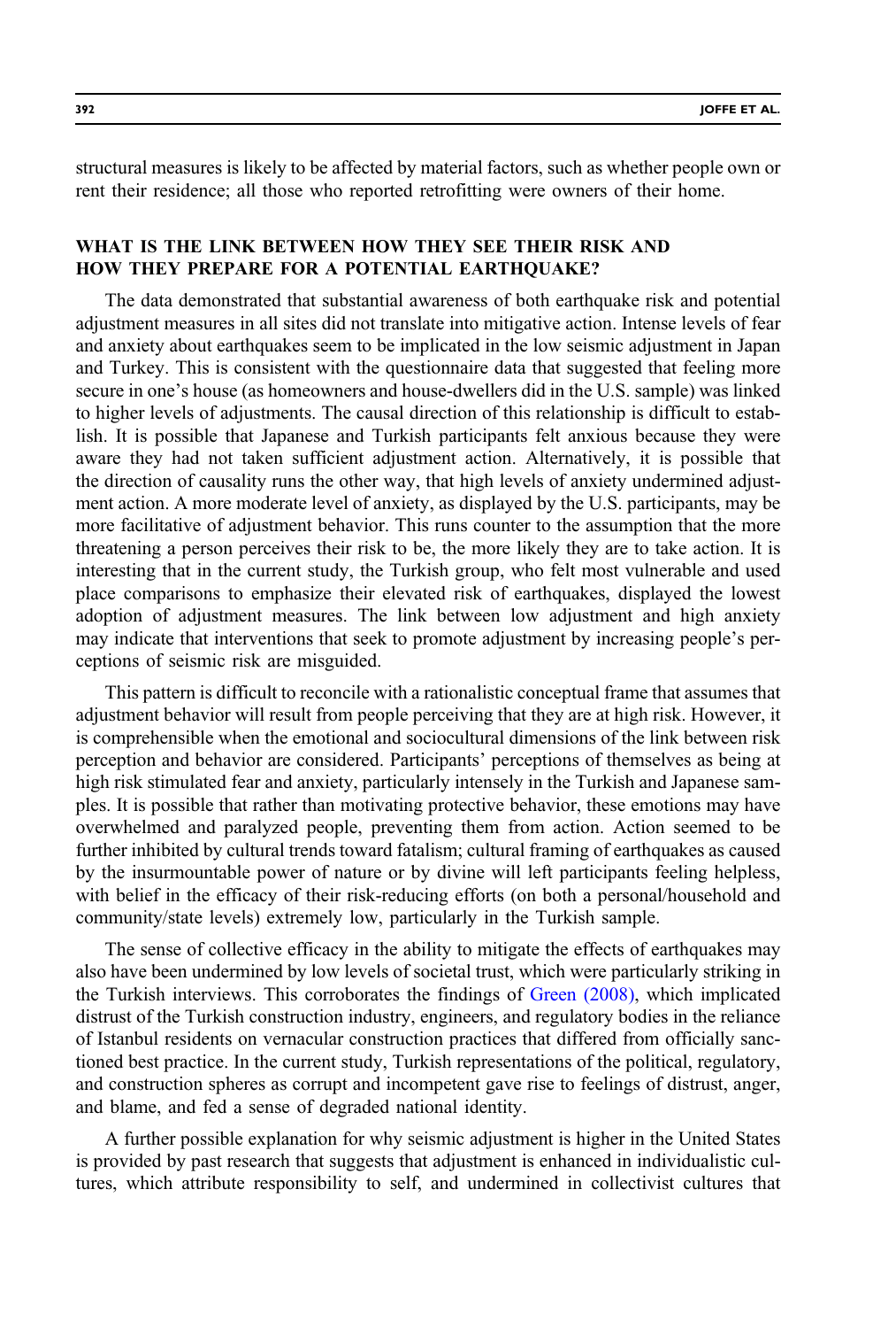structural measures is likely to be affected by material factors, such as whether people own or rent their residence; all those who reported retrofitting were owners of their home.

## WHAT IS THE LINK BETWEEN HOW THEY SEE THEIR RISK AND HOW THEY PREPARE FOR A POTENTIAL EARTHQUAKE?

The data demonstrated that substantial awareness of both earthquake risk and potential adjustment measures in all sites did not translate into mitigative action. Intense levels of fear and anxiety about earthquakes seem to be implicated in the low seismic adjustment in Japan and Turkey. This is consistent with the questionnaire data that suggested that feeling more secure in one's house (as homeowners and house-dwellers did in the U.S. sample) was linked to higher levels of adjustments. The causal direction of this relationship is difficult to establish. It is possible that Japanese and Turkish participants felt anxious because they were aware they had not taken sufficient adjustment action. Alternatively, it is possible that the direction of causality runs the other way, that high levels of anxiety undermined adjustment action. A more moderate level of anxiety, as displayed by the U.S. participants, may be more facilitative of adjustment behavior. This runs counter to the assumption that the more threatening a person perceives their risk to be, the more likely they are to take action. It is interesting that in the current study, the Turkish group, who felt most vulnerable and used place comparisons to emphasize their elevated risk of earthquakes, displayed the lowest adoption of adjustment measures. The link between low adjustment and high anxiety may indicate that interventions that seek to promote adjustment by increasing people's perceptions of seismic risk are misguided.

This pattern is difficult to reconcile with a rationalistic conceptual frame that assumes that adjustment behavior will result from people perceiving that they are at high risk. However, it is comprehensible when the emotional and sociocultural dimensions of the link between risk perception and behavior are considered. Participants' perceptions of themselves as being at high risk stimulated fear and anxiety, particularly intensely in the Turkish and Japanese samples. It is possible that rather than motivating protective behavior, these emotions may have overwhelmed and paralyzed people, preventing them from action. Action seemed to be further inhibited by cultural trends toward fatalism; cultural framing of earthquakes as caused by the insurmountable power of nature or by divine will left participants feeling helpless, with belief in the efficacy of their risk-reducing efforts (on both a personal/household and community/state levels) extremely low, particularly in the Turkish sample.

The sense of collective efficacy in the ability to mitigate the effects of earthquakes may also have been undermined by low levels of societal trust, which were particularly striking in the Turkish interviews. This corroborates the findings of Green (2008), which implicated distrust of the Turkish construction industry, engineers, and regulatory bodies in the reliance of Istanbul residents on vernacular construction practices that differed from officially sanctioned best practice. In the current study, Turkish representations of the political, regulatory, and construction spheres as corrupt and incompetent gave rise to feelings of distrust, anger, and blame, and fed a sense of degraded national identity.

A further possible explanation for why seismic adjustment is higher in the United States is provided by past research that suggests that adjustment is enhanced in individualistic cultures, which attribute responsibility to self, and undermined in collectivist cultures that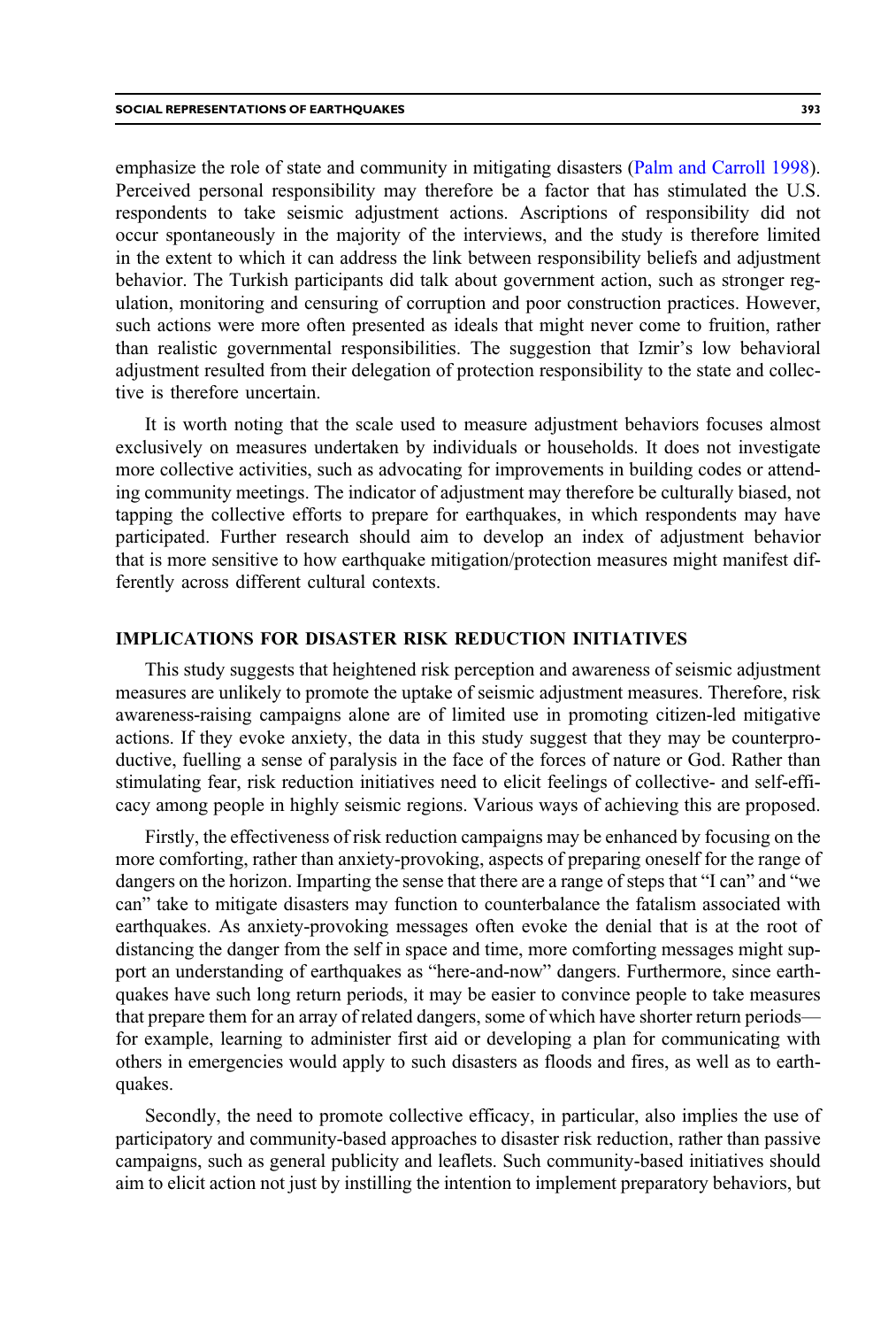emphasize the role of state and community in mitigating disasters (Palm and Carroll 1998). Perceived personal responsibility may therefore be a factor that has stimulated the U.S. respondents to take seismic adjustment actions. Ascriptions of responsibility did not occur spontaneously in the majority of the interviews, and the study is therefore limited in the extent to which it can address the link between responsibility beliefs and adjustment behavior. The Turkish participants did talk about government action, such as stronger regulation, monitoring and censuring of corruption and poor construction practices. However, such actions were more often presented as ideals that might never come to fruition, rather than realistic governmental responsibilities. The suggestion that Izmir's low behavioral adjustment resulted from their delegation of protection responsibility to the state and collective is therefore uncertain.

It is worth noting that the scale used to measure adjustment behaviors focuses almost exclusively on measures undertaken by individuals or households. It does not investigate more collective activities, such as advocating for improvements in building codes or attending community meetings. The indicator of adjustment may therefore be culturally biased, not tapping the collective efforts to prepare for earthquakes, in which respondents may have participated. Further research should aim to develop an index of adjustment behavior that is more sensitive to how earthquake mitigation/protection measures might manifest differently across different cultural contexts.

## IMPLICATIONS FOR DISASTER RISK REDUCTION INITIATIVES

This study suggests that heightened risk perception and awareness of seismic adjustment measures are unlikely to promote the uptake of seismic adjustment measures. Therefore, risk awareness-raising campaigns alone are of limited use in promoting citizen-led mitigative actions. If they evoke anxiety, the data in this study suggest that they may be counterproductive, fuelling a sense of paralysis in the face of the forces of nature or God. Rather than stimulating fear, risk reduction initiatives need to elicit feelings of collective- and self-efficacy among people in highly seismic regions. Various ways of achieving this are proposed.

Firstly, the effectiveness of risk reduction campaigns may be enhanced by focusing on the more comforting, rather than anxiety-provoking, aspects of preparing oneself for the range of dangers on the horizon. Imparting the sense that there are a range of steps that "I can" and "we can" take to mitigate disasters may function to counterbalance the fatalism associated with earthquakes. As anxiety-provoking messages often evoke the denial that is at the root of distancing the danger from the self in space and time, more comforting messages might support an understanding of earthquakes as "here-and-now" dangers. Furthermore, since earthquakes have such long return periods, it may be easier to convince people to take measures that prepare them for an array of related dangers, some of which have shorter return periods—for example, learning to administer first aid or developing a plan for communicating with others in emergencies would apply to such disasters as floods and fires, as well as to earthquakes.

Secondly, the need to promote collective efficacy, in particular, also implies the use of participatory and community-based approaches to disaster risk reduction, rather than passive campaigns, such as general publicity and leaflets. Such community-based initiatives should aim to elicit action not just by instilling the intention to implement preparatory behaviors, but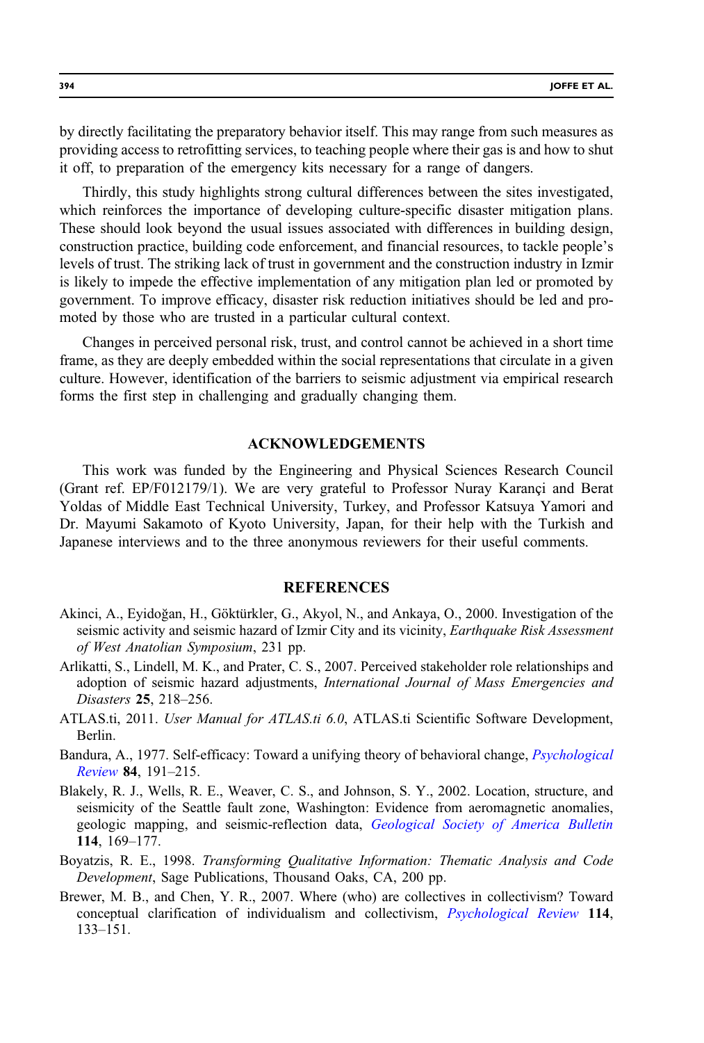by directly facilitating the preparatory behavior itself. This may range from such measures as providing access to retrofitting services, to teaching people where their gas is and how to shut it off, to preparation of the emergency kits necessary for a range of dangers.

Thirdly, this study highlights strong cultural differences between the sites investigated, which reinforces the importance of developing culture-specific disaster mitigation plans. These should look beyond the usual issues associated with differences in building design, construction practice, building code enforcement, and financial resources, to tackle people's levels of trust. The striking lack of trust in government and the construction industry in Izmir is likely to impede the effective implementation of any mitigation plan led or promoted by government. To improve efficacy, disaster risk reduction initiatives should be led and promoted by those who are trusted in a particular cultural context.

Changes in perceived personal risk, trust, and control cannot be achieved in a short time frame, as they are deeply embedded within the social representations that circulate in a given culture. However, identification of the barriers to seismic adjustment via empirical research forms the first step in challenging and gradually changing them.

## ACKNOWLEDGEMENTS

This work was funded by the Engineering and Physical Sciences Research Council (Grant ref. EP/F012179/1). We are very grateful to Professor Nuray Karançi and Berat Yoldas of Middle East Technical University, Turkey, and Professor Katsuya Yamori and Dr. Mayumi Sakamoto of Kyoto University, Japan, for their help with the Turkish and Japanese interviews and to the three anonymous reviewers for their useful comments.

## REFERENCES

Akinci, A., Eyidoğan, H., Göktürkler, G., Akyol, N., and Ankaya, O., 2000. Investigation of the seismic activity and seismic hazard of Izmir City and its vicinity, *Earthquake Risk Assessment of West Anatolian Symposium*, 231 pp.

Arlikatti, S., Lindell, M. K., and Prater, C. S., 2007. Perceived stakeholder role relationships and adoption of seismic hazard adjustments, *International Journal of Mass Emergencies and Disasters* **25**, 218–256.

ATLAS.ti, 2011. *User Manual for ATLAS.ti 6.0*, ATLAS.ti Scientific Software Development, Berlin.

Bandura, A., 1977. Self-efficacy: Toward a unifying theory of behavioral change, *Psychological Review* **84**, 191–215.

Blakely, R. J., Wells, R. E., Weaver, C. S., and Johnson, S. Y., 2002. Location, structure, and seismicity of the Seattle fault zone, Washington: Evidence from aeromagnetic anomalies, geologic mapping, and seismic-reflection data, *Geological Society of America Bulletin* **114**, 169–177.

Boyatzis, R. E., 1998. *Transforming Qualitative Information: Thematic Analysis and Code Development*, Sage Publications, Thousand Oaks, CA, 200 pp.

Brewer, M. B., and Chen, Y. R., 2007. Where (who) are collectives in collectivism? Toward conceptual clarification of individualism and collectivism, *Psychological Review* **114**, 133–151.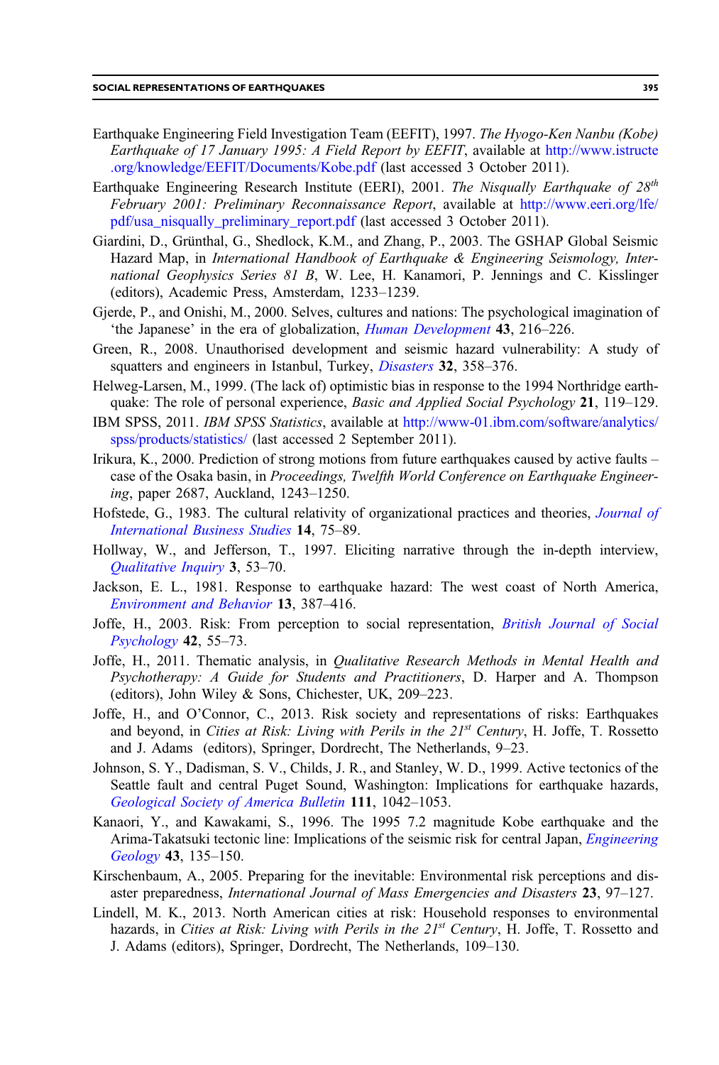Earthquake Engineering Field Investigation Team (EEFIT), 1997. *The Hyogo-Ken Nanbu (Kobe) Earthquake of 17 January 1995: A Field Report by EEFIT*, available at http://www.istructe.org/knowledge/EEFIT/Documents/Kobe.pdf (last accessed 3 October 2011).

Earthquake Engineering Research Institute (EERI), 2001. *The Nisqually Earthquake of 28th February 2001: Preliminary Reconnaissance Report*, available at http://www.eeri.org/lfe/pdf/usa_nisqually_preliminary_report.pdf (last accessed 3 October 2011).

Giardini, D., Grünthal, G., Shedlock, K.M., and Zhang, P., 2003. The GSHAP Global Seismic Hazard Map, in *International Handbook of Earthquake & Engineering Seismology, International Geophysics Series 81 B*, W. Lee, H. Kanamori, P. Jennings and C. Kisslinger (editors), Academic Press, Amsterdam, 1233–1239.

Gjerde, P., and Onishi, M., 2000. Selves, cultures and nations: The psychological imagination of 'the Japanese' in the era of globalization, *Human Development* **43**, 216–226.

Green, R., 2008. Unauthorised development and seismic hazard vulnerability: A study of squatters and engineers in Istanbul, Turkey, *Disasters* **32**, 358–376.

Helweg-Larsen, M., 1999. (The lack of) optimistic bias in response to the 1994 Northridge earthquake: The role of personal experience, *Basic and Applied Social Psychology* **21**, 119–129.

IBM SPSS, 2011. *IBM SPSS Statistics*, available at http://www-01.ibm.com/software/analytics/spss/products/statistics/ (last accessed 2 September 2011).

Irikura, K., 2000. Prediction of strong motions from future earthquakes caused by active faults – case of the Osaka basin, in *Proceedings, Twelfth World Conference on Earthquake Engineering*, paper 2687, Auckland, 1243–1250.

Hofstede, G., 1983. The cultural relativity of organizational practices and theories, *Journal of International Business Studies* **14**, 75–89.

Hollway, W., and Jefferson, T., 1997. Eliciting narrative through the in-depth interview, *Qualitative Inquiry* **3**, 53–70.

Jackson, E. L., 1981. Response to earthquake hazard: The west coast of North America, *Environment and Behavior* **13**, 387–416.

Joffe, H., 2003. Risk: From perception to social representation, *British Journal of Social Psychology* **42**, 55–73.

Joffe, H., 2011. Thematic analysis, in *Qualitative Research Methods in Mental Health and Psychotherapy: A Guide for Students and Practitioners*, D. Harper and A. Thompson (editors), John Wiley & Sons, Chichester, UK, 209–223.

Joffe, H., and O'Connor, C., 2013. Risk society and representations of risks: Earthquakes and beyond, in *Cities at Risk: Living with Perils in the 21st Century*, H. Joffe, T. Rossetto and J. Adams (editors), Springer, Dordrecht, The Netherlands, 9–23.

Johnson, S. Y., Dadisman, S. V., Childs, J. R., and Stanley, W. D., 1999. Active tectonics of the Seattle fault and central Puget Sound, Washington: Implications for earthquake hazards, *Geological Society of America Bulletin* **111**, 1042–1053.

Kanaori, Y., and Kawakami, S., 1996. The 1995 7.2 magnitude Kobe earthquake and the Arima-Takatsuki tectonic line: Implications of the seismic risk for central Japan, *Engineering Geology* **43**, 135–150.

Kirschenbaum, A., 2005. Preparing for the inevitable: Environmental risk perceptions and disaster preparedness, *International Journal of Mass Emergencies and Disasters* **23**, 97–127.

Lindell, M. K., 2013. North American cities at risk: Household responses to environmental hazards, in *Cities at Risk: Living with Perils in the 21st Century*, H. Joffe, T. Rossetto and J. Adams (editors), Springer, Dordrecht, The Netherlands, 109–130.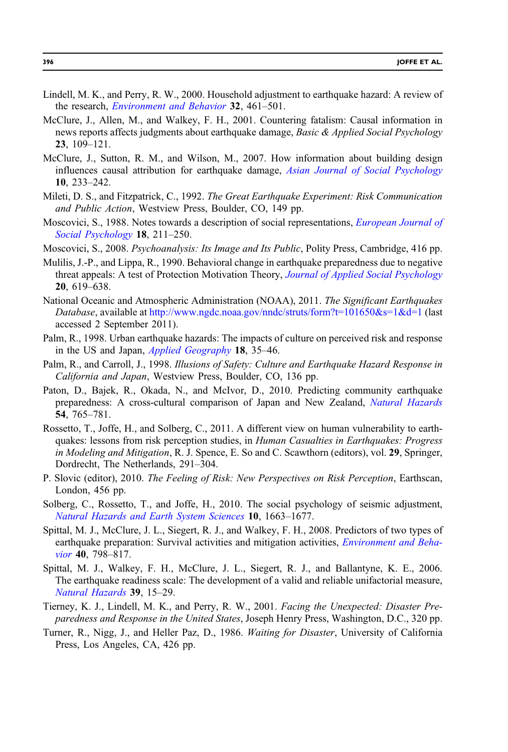Lindell, M. K., and Perry, R. W., 2000. Household adjustment to earthquake hazard: A review of the research, *Environment and Behavior* **32**, 461–501.

McClure, J., Allen, M., and Walkey, F. H., 2001. Countering fatalism: Causal information in news reports affects judgments about earthquake damage, *Basic & Applied Social Psychology* **23**, 109–121.

McClure, J., Sutton, R. M., and Wilson, M., 2007. How information about building design influences causal attribution for earthquake damage, *Asian Journal of Social Psychology* **10**, 233–242.

Mileti, D. S., and Fitzpatrick, C., 1992. *The Great Earthquake Experiment: Risk Communication and Public Action*, Westview Press, Boulder, CO, 149 pp.

Moscovici, S., 1988. Notes towards a description of social representations, *European Journal of Social Psychology* **18**, 211–250.

Moscovici, S., 2008. *Psychoanalysis: Its Image and Its Public*, Polity Press, Cambridge, 416 pp.

Mulilis, J.-P., and Lippa, R., 1990. Behavioral change in earthquake preparedness due to negative threat appeals: A test of Protection Motivation Theory, *Journal of Applied Social Psychology* **20**, 619–638.

National Oceanic and Atmospheric Administration (NOAA), 2011. *The Significant Earthquakes Database*, available at http://www.ngdc.noaa.gov/nndc/struts/form?t=101650&s=1&d=1 (last accessed 2 September 2011).

Palm, R., 1998. Urban earthquake hazards: The impacts of culture on perceived risk and response in the US and Japan, *Applied Geography* **18**, 35–46.

Palm, R., and Carroll, J., 1998. *Illusions of Safety: Culture and Earthquake Hazard Response in California and Japan*, Westview Press, Boulder, CO, 136 pp.

Paton, D., Bajek, R., Okada, N., and McIvor, D., 2010. Predicting community earthquake preparedness: A cross-cultural comparison of Japan and New Zealand, *Natural Hazards* **54**, 765–781.

Rossetto, T., Joffe, H., and Solberg, C., 2011. A different view on human vulnerability to earthquakes: lessons from risk perception studies, in *Human Casualties in Earthquakes: Progress in Modeling and Mitigation*, R. J. Spence, E. So and C. Scawthorn (editors), vol. **29**, Springer, Dordrecht, The Netherlands, 291–304.

P. Slovic (editor), 2010. *The Feeling of Risk: New Perspectives on Risk Perception*, Earthscan, London, 456 pp.

Solberg, C., Rossetto, T., and Joffe, H., 2010. The social psychology of seismic adjustment, *Natural Hazards and Earth System Sciences* **10**, 1663–1677.

Spittal, M. J., McClure, J. L., Siegert, R. J., and Walkey, F. H., 2008. Predictors of two types of earthquake preparation: Survival activities and mitigation activities, *Environment and Behavior* **40**, 798–817.

Spittal, M. J., Walkey, F. H., McClure, J. L., Siegert, R. J., and Ballantyne, K. E., 2006. The earthquake readiness scale: The development of a valid and reliable unifactorial measure, *Natural Hazards* **39**, 15–29.

Tierney, K. J., Lindell, M. K., and Perry, R. W., 2001. *Facing the Unexpected: Disaster Preparedness and Response in the United States*, Joseph Henry Press, Washington, D.C., 320 pp.

Turner, R., Nigg, J., and Heller Paz, D., 1986. *Waiting for Disaster*, University of California Press, Los Angeles, CA, 426 pp.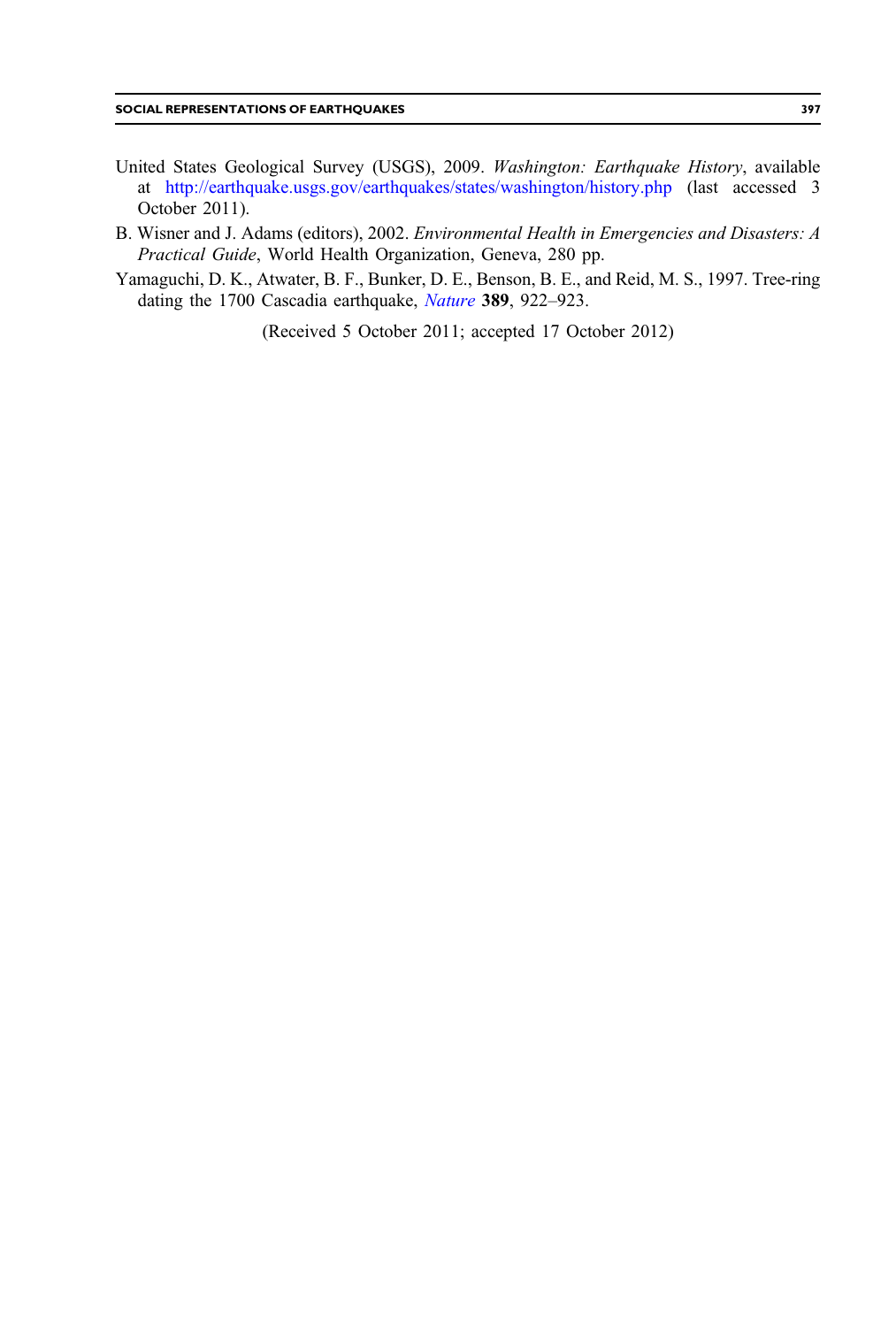United States Geological Survey (USGS), 2009. *Washington: Earthquake History*, available at http://earthquake.usgs.gov/earthquakes/states/washington/history.php (last accessed 3 October 2011).

B. Wisner and J. Adams (editors), 2002. *Environmental Health in Emergencies and Disasters: A Practical Guide*, World Health Organization, Geneva, 280 pp.

Yamaguchi, D. K., Atwater, B. F., Bunker, D. E., Benson, B. E., and Reid, M. S., 1997. Tree-ring dating the 1700 Cascadia earthquake, *Nature* **389**, 922–923.

(Received 5 October 2011; accepted 17 October 2012)